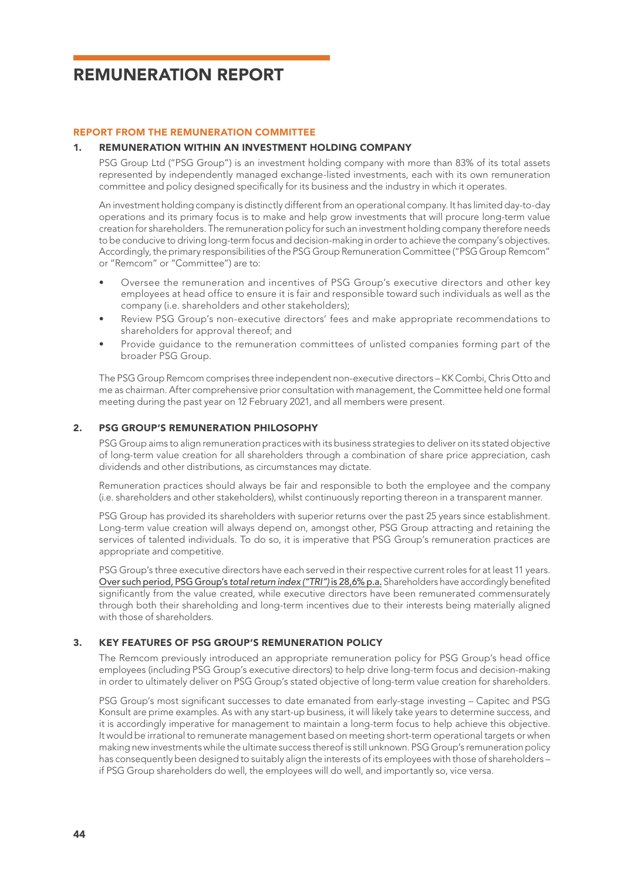# REMUNERATION REPORT

## REPORT FROM THE REMUNERATION COMMITTEE

### 1. REMUNERATION WITHIN AN INVESTMENT HOLDING COMPANY

PSG Group Ltd ("PSG Group") is an investment holding company with more than 83% of its total assets represented by independently managed exchange-listed investments, each with its own remuneration committee and policy designed specifically for its business and the industry in which it operates.

An investment holding company is distinctly different from an operational company. It has limited day-to-day operations and its primary focus is to make and help grow investments that will procure long-term value creation for shareholders. The remuneration policy for such an investment holding company therefore needs to be conducive to driving long-term focus and decision-making in order to achieve the company's objectives. Accordingly, the primary responsibilities of the PSG Group Remuneration Committee ("PSG Group Remcom" or "Remcom" or "Committee") are to:

- Oversee the remuneration and incentives of PSG Group's executive directors and other key employees at head office to ensure it is fair and responsible toward such individuals as well as the company (i.e. shareholders and other stakeholders);
- Review PSG Group's non-executive directors' fees and make appropriate recommendations to shareholders for approval thereof; and
- Provide guidance to the remuneration committees of unlisted companies forming part of the broader PSG Group.

The PSG Group Remcom comprises three independent non-executive directors – KK Combi, Chris Otto and me as chairman. After comprehensive prior consultation with management, the Committee held one formal meeting during the past year on 12 February 2021, and all members were present.

### 2. PSG GROUP'S REMUNERATION PHILOSOPHY

PSG Group aims to align remuneration practices with its business strategies to deliver on its stated objective of long-term value creation for all shareholders through a combination of share price appreciation, cash dividends and other distributions, as circumstances may dictate.

Remuneration practices should always be fair and responsible to both the employee and the company (i.e. shareholders and other stakeholders), whilst continuously reporting thereon in a transparent manner.

PSG Group has provided its shareholders with superior returns over the past 25 years since establishment. Long-term value creation will always depend on, amongst other, PSG Group attracting and retaining the services of talented individuals. To do so, it is imperative that PSG Group's remuneration practices are appropriate and competitive.

PSG Group's three executive directors have each served in their respective current roles for at least 11 years. Over such period, PSG Group's *total return index ("TRI")* is 28,6% p.a. Shareholders have accordingly benefited significantly from the value created, while executive directors have been remunerated commensurately through both their shareholding and long-term incentives due to their interests being materially aligned with those of shareholders.

### 3. KEY FEATURES OF PSG GROUP'S REMUNERATION POLICY

The Remcom previously introduced an appropriate remuneration policy for PSG Group's head office employees (including PSG Group's executive directors) to help drive long-term focus and decision-making in order to ultimately deliver on PSG Group's stated objective of long-term value creation for shareholders.

PSG Group's most significant successes to date emanated from early-stage investing – Capitec and PSG Konsult are prime examples. As with any start-up business, it will likely take years to determine success, and it is accordingly imperative for management to maintain a long-term focus to help achieve this objective. It would be irrational to remunerate management based on meeting short-term operational targets or when making new investments while the ultimate success thereof is still unknown. PSG Group's remuneration policy has consequently been designed to suitably align the interests of its employees with those of shareholders – if PSG Group shareholders do well, the employees will do well, and importantly so, vice versa.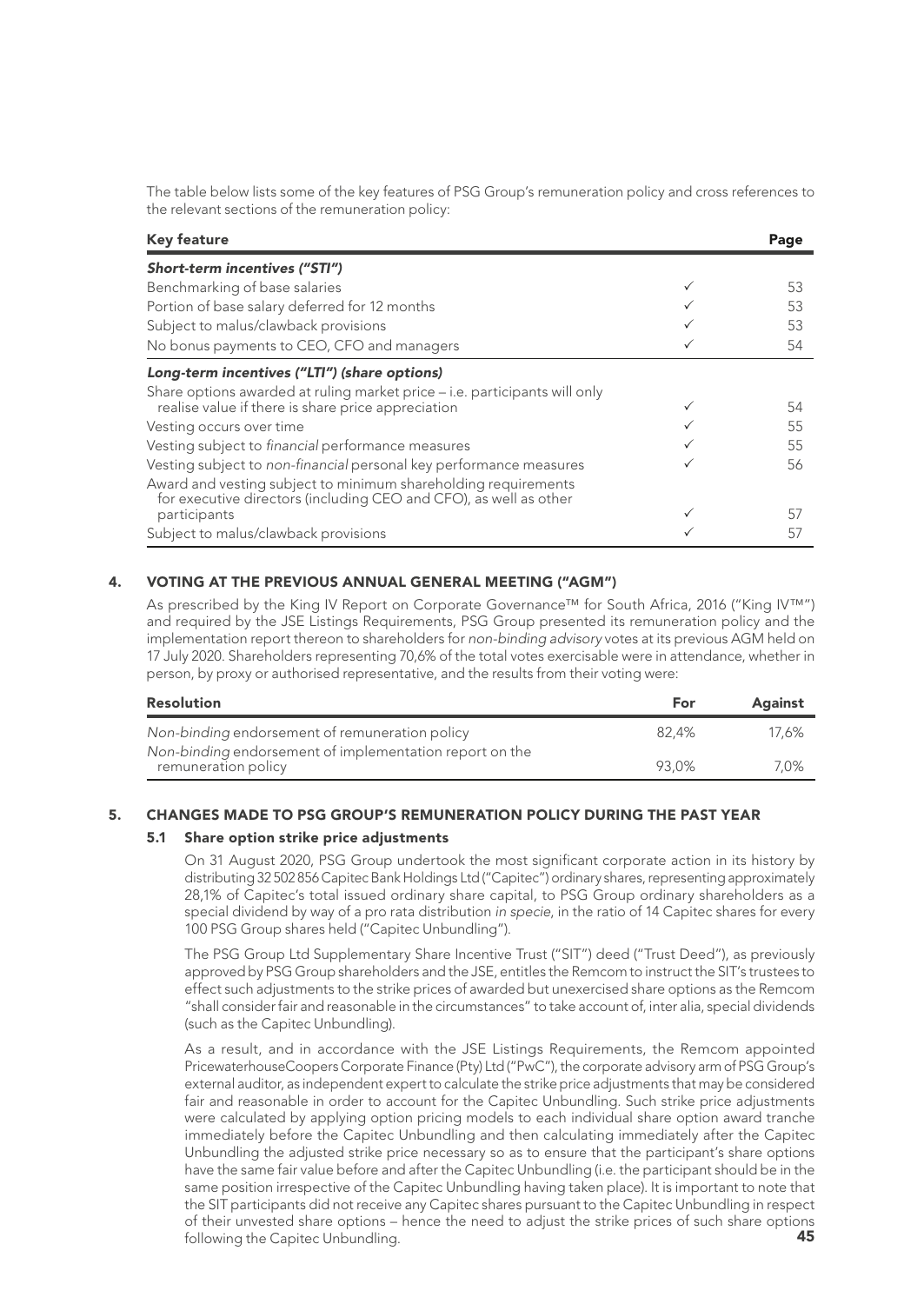The table below lists some of the key features of PSG Group's remuneration policy and cross references to the relevant sections of the remuneration policy:

| Key feature | | Page |
|---|---|---|
| ***Short-term incentives ("STI")*** | | |
| Benchmarking of base salaries | ✓ | 53 |
| Portion of base salary deferred for 12 months | ✓ | 53 |
| Subject to malus/clawback provisions | ✓ | 53 |
| No bonus payments to CEO, CFO and managers | ✓ | 54 |
| ***Long-term incentives ("LTI") (share options)*** | | |
| Share options awarded at ruling market price – i.e. participants will only realise value if there is share price appreciation | ✓ | 54 |
| Vesting occurs over time | ✓ | 55 |
| Vesting subject to *financial* performance measures | ✓ | 55 |
| Vesting subject to *non-financial* personal key performance measures | ✓ | 56 |
| Award and vesting subject to minimum shareholding requirements for executive directors (including CEO and CFO), as well as other participants | ✓ | 57 |
| Subject to malus/clawback provisions | ✓ | 57 |

## 4. VOTING AT THE PREVIOUS ANNUAL GENERAL MEETING ("AGM")

As prescribed by the King IV Report on Corporate Governance™ for South Africa, 2016 ("King IV™") and required by the JSE Listings Requirements, PSG Group presented its remuneration policy and the implementation report thereon to shareholders for *non-binding advisory* votes at its previous AGM held on 17 July 2020. Shareholders representing 70,6% of the total votes exercisable were in attendance, whether in person, by proxy or authorised representative, and the results from their voting were:

| Resolution | For | Against |
|---|---|---|
| *Non-binding* endorsement of remuneration policy | 82,4% | 17,6% |
| *Non-binding* endorsement of implementation report on the remuneration policy | 93,0% | 7,0% |

## 5. CHANGES MADE TO PSG GROUP'S REMUNERATION POLICY DURING THE PAST YEAR

### 5.1 Share option strike price adjustments

On 31 August 2020, PSG Group undertook the most significant corporate action in its history by distributing 32 502 856 Capitec Bank Holdings Ltd ("Capitec") ordinary shares, representing approximately 28,1% of Capitec's total issued ordinary share capital, to PSG Group ordinary shareholders as a special dividend by way of a pro rata distribution *in specie*, in the ratio of 14 Capitec shares for every 100 PSG Group shares held ("Capitec Unbundling").

The PSG Group Ltd Supplementary Share Incentive Trust ("SIT") deed ("Trust Deed"), as previously approved by PSG Group shareholders and the JSE, entitles the Remcom to instruct the SIT's trustees to effect such adjustments to the strike prices of awarded but unexercised share options as the Remcom "shall consider fair and reasonable in the circumstances" to take account of, inter alia, special dividends (such as the Capitec Unbundling).

As a result, and in accordance with the JSE Listings Requirements, the Remcom appointed PricewaterhouseCoopers Corporate Finance (Pty) Ltd ("PwC"), the corporate advisory arm of PSG Group's external auditor, as independent expert to calculate the strike price adjustments that may be considered fair and reasonable in order to account for the Capitec Unbundling. Such strike price adjustments were calculated by applying option pricing models to each individual share option award tranche immediately before the Capitec Unbundling and then calculating immediately after the Capitec Unbundling the adjusted strike price necessary so as to ensure that the participant's share options have the same fair value before and after the Capitec Unbundling (i.e. the participant should be in the same position irrespective of the Capitec Unbundling having taken place). It is important to note that the SIT participants did not receive any Capitec shares pursuant to the Capitec Unbundling in respect of their unvested share options – hence the need to adjust the strike prices of such share options following the Capitec Unbundling.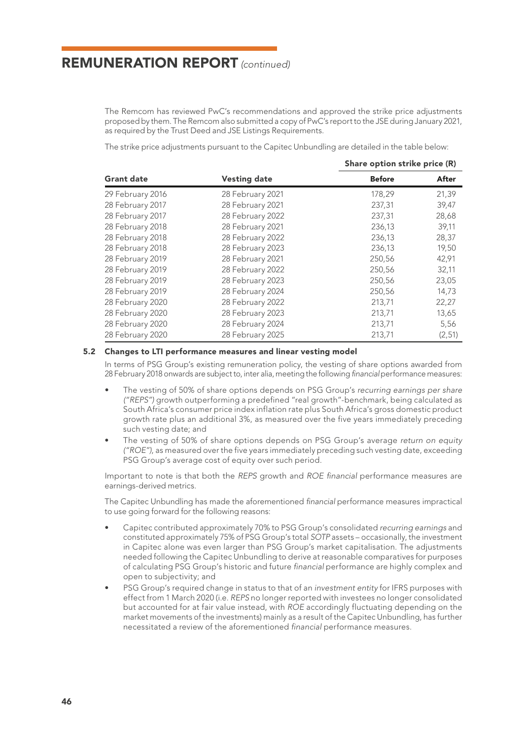## REMUNERATION REPORT *(continued)*

The Remcom has reviewed PwC's recommendations and approved the strike price adjustments proposed by them. The Remcom also submitted a copy of PwC's report to the JSE during January 2021, as required by the Trust Deed and JSE Listings Requirements.

The strike price adjustments pursuant to the Capitec Unbundling are detailed in the table below:

| | | Share option strike price (R) | |
|---|---|---|---|
| **Grant date** | **Vesting date** | **Before** | **After** |
| 29 February 2016 | 28 February 2021 | 178,29 | 21,39 |
| 28 February 2017 | 28 February 2021 | 237,31 | 39,47 |
| 28 February 2017 | 28 February 2022 | 237,31 | 28,68 |
| 28 February 2018 | 28 February 2021 | 236,13 | 39,11 |
| 28 February 2018 | 28 February 2022 | 236,13 | 28,37 |
| 28 February 2018 | 28 February 2023 | 236,13 | 19,50 |
| 28 February 2019 | 28 February 2021 | 250,56 | 42,91 |
| 28 February 2019 | 28 February 2022 | 250,56 | 32,11 |
| 28 February 2019 | 28 February 2023 | 250,56 | 23,05 |
| 28 February 2019 | 28 February 2024 | 250,56 | 14,73 |
| 28 February 2020 | 28 February 2022 | 213,71 | 22,27 |
| 28 February 2020 | 28 February 2023 | 213,71 | 13,65 |
| 28 February 2020 | 28 February 2024 | 213,71 | 5,56 |
| 28 February 2020 | 28 February 2025 | 213,71 | (2,51) |

### 5.2 Changes to LTI performance measures and linear vesting model

In terms of PSG Group's existing remuneration policy, the vesting of share options awarded from 28 February 2018 onwards are subject to, inter alia, meeting the following *financial* performance measures:

- The vesting of 50% of share options depends on PSG Group's *recurring earnings per share ("REPS")* growth outperforming a predefined "real growth"-benchmark, being calculated as South Africa's consumer price index inflation rate plus South Africa's gross domestic product growth rate plus an additional 3%, as measured over the five years immediately preceding such vesting date; and
- The vesting of 50% of share options depends on PSG Group's average *return on equity ("ROE")*, as measured over the five years immediately preceding such vesting date, exceeding PSG Group's average cost of equity over such period.

Important to note is that both the *REPS* growth and *ROE financial* performance measures are earnings-derived metrics.

The Capitec Unbundling has made the aforementioned *financial* performance measures impractical to use going forward for the following reasons:

- Capitec contributed approximately 70% to PSG Group's consolidated *recurring earnings* and constituted approximately 75% of PSG Group's total *SOTP* assets – occasionally, the investment in Capitec alone was even larger than PSG Group's market capitalisation. The adjustments needed following the Capitec Unbundling to derive at reasonable comparatives for purposes of calculating PSG Group's historic and future *financial* performance are highly complex and open to subjectivity; and
- PSG Group's required change in status to that of an *investment entity* for IFRS purposes with effect from 1 March 2020 (i.e. *REPS* no longer reported with investees no longer consolidated but accounted for at fair value instead, with *ROE* accordingly fluctuating depending on the market movements of the investments) mainly as a result of the Capitec Unbundling, has further necessitated a review of the aforementioned *financial* performance measures.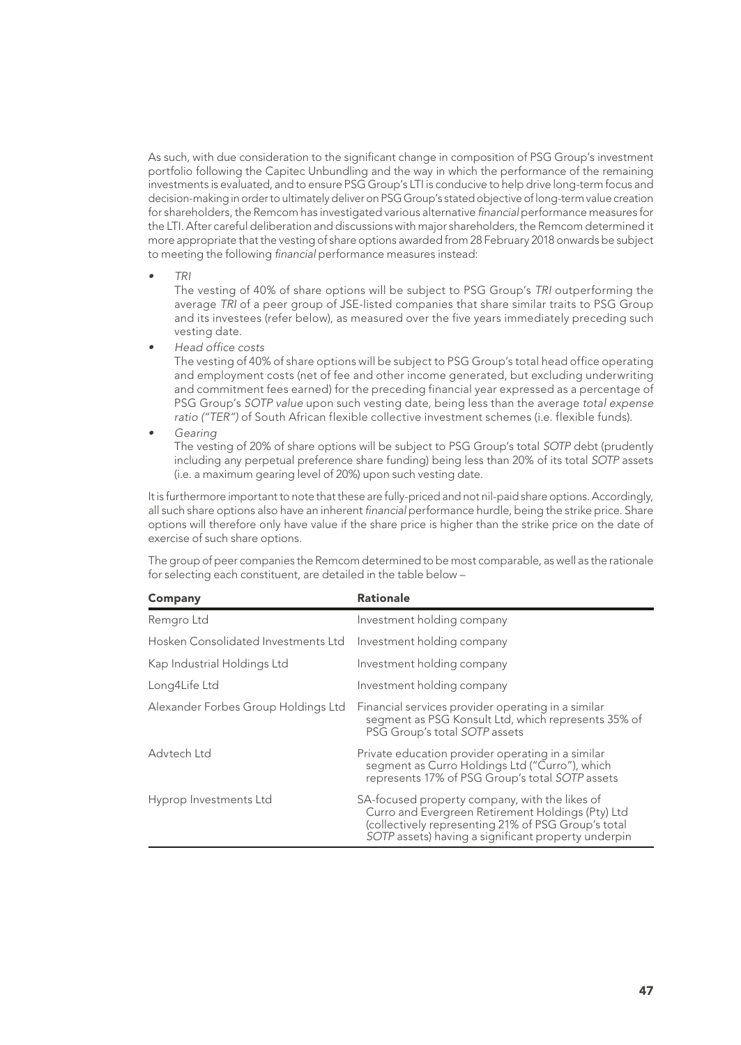As such, with due consideration to the significant change in composition of PSG Group's investment portfolio following the Capitec Unbundling and the way in which the performance of the remaining investments is evaluated, and to ensure PSG Group's LTI is conducive to help drive long-term focus and decision-making in order to ultimately deliver on PSG Group's stated objective of long-term value creation for shareholders, the Remcom has investigated various alternative *financial* performance measures for the LTI. After careful deliberation and discussions with major shareholders, the Remcom determined it more appropriate that the vesting of share options awarded from 28 February 2018 onwards be subject to meeting the following *financial* performance measures instead:

- *TRI*
  The vesting of 40% of share options will be subject to PSG Group's *TRI* outperforming the average *TRI* of a peer group of JSE-listed companies that share similar traits to PSG Group and its investees (refer below), as measured over the five years immediately preceding such vesting date.
- *Head office costs*
  The vesting of 40% of share options will be subject to PSG Group's total head office operating and employment costs (net of fee and other income generated, but excluding underwriting and commitment fees earned) for the preceding financial year expressed as a percentage of PSG Group's *SOTP value* upon such vesting date, being less than the average *total expense ratio ("TER")* of South African flexible collective investment schemes (i.e. flexible funds).
- *Gearing*
  The vesting of 20% of share options will be subject to PSG Group's total *SOTP* debt (prudently including any perpetual preference share funding) being less than 20% of its total *SOTP* assets (i.e. a maximum gearing level of 20%) upon such vesting date.

It is furthermore important to note that these are fully-priced and not nil-paid share options. Accordingly, all such share options also have an inherent *financial* performance hurdle, being the strike price. Share options will therefore only have value if the share price is higher than the strike price on the date of exercise of such share options.

The group of peer companies the Remcom determined to be most comparable, as well as the rationale for selecting each constituent, are detailed in the table below –

| **Company** | **Rationale** |
|---|---|
| Remgro Ltd | Investment holding company |
| Hosken Consolidated Investments Ltd | Investment holding company |
| Kap Industrial Holdings Ltd | Investment holding company |
| Long4Life Ltd | Investment holding company |
| Alexander Forbes Group Holdings Ltd | Financial services provider operating in a similar segment as PSG Konsult Ltd, which represents 35% of PSG Group's total *SOTP* assets |
| Advtech Ltd | Private education provider operating in a similar segment as Curro Holdings Ltd ("Curro"), which represents 17% of PSG Group's total *SOTP* assets |
| Hyprop Investments Ltd | SA-focused property company, with the likes of Curro and Evergreen Retirement Holdings (Pty) Ltd (collectively representing 21% of PSG Group's total *SOTP* assets) having a significant property underpin |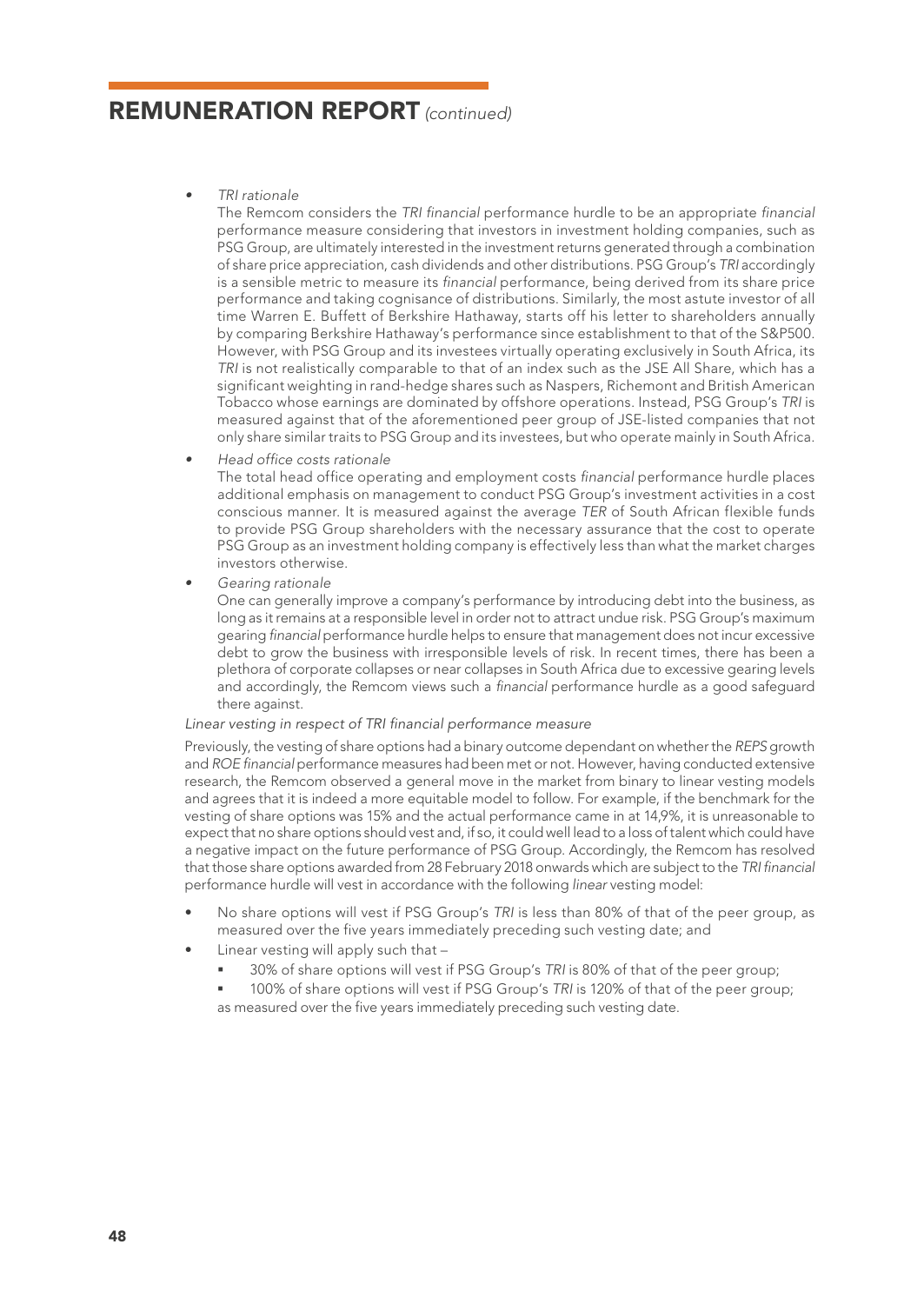# REMUNERATION REPORT *(continued)*

- *TRI rationale*

  The Remcom considers the *TRI financial* performance hurdle to be an appropriate *financial* performance measure considering that investors in investment holding companies, such as PSG Group, are ultimately interested in the investment returns generated through a combination of share price appreciation, cash dividends and other distributions. PSG Group's *TRI* accordingly is a sensible metric to measure its *financial* performance, being derived from its share price performance and taking cognisance of distributions. Similarly, the most astute investor of all time Warren E. Buffett of Berkshire Hathaway, starts off his letter to shareholders annually by comparing Berkshire Hathaway's performance since establishment to that of the S&P500. However, with PSG Group and its investees virtually operating exclusively in South Africa, its *TRI* is not realistically comparable to that of an index such as the JSE All Share, which has a significant weighting in rand-hedge shares such as Naspers, Richemont and British American Tobacco whose earnings are dominated by offshore operations. Instead, PSG Group's *TRI* is measured against that of the aforementioned peer group of JSE-listed companies that not only share similar traits to PSG Group and its investees, but who operate mainly in South Africa.

- *Head office costs rationale*

  The total head office operating and employment costs *financial* performance hurdle places additional emphasis on management to conduct PSG Group's investment activities in a cost conscious manner. It is measured against the average *TER* of South African flexible funds to provide PSG Group shareholders with the necessary assurance that the cost to operate PSG Group as an investment holding company is effectively less than what the market charges investors otherwise.

- *Gearing rationale*

  One can generally improve a company's performance by introducing debt into the business, as long as it remains at a responsible level in order not to attract undue risk. PSG Group's maximum gearing *financial* performance hurdle helps to ensure that management does not incur excessive debt to grow the business with irresponsible levels of risk. In recent times, there has been a plethora of corporate collapses or near collapses in South Africa due to excessive gearing levels and accordingly, the Remcom views such a *financial* performance hurdle as a good safeguard there against.

*Linear vesting in respect of TRI financial performance measure*

Previously, the vesting of share options had a binary outcome dependant on whether the *REPS* growth and *ROE financial* performance measures had been met or not. However, having conducted extensive research, the Remcom observed a general move in the market from binary to linear vesting models and agrees that it is indeed a more equitable model to follow. For example, if the benchmark for the vesting of share options was 15% and the actual performance came in at 14,9%, it is unreasonable to expect that no share options should vest and, if so, it could well lead to a loss of talent which could have a negative impact on the future performance of PSG Group. Accordingly, the Remcom has resolved that those share options awarded from 28 February 2018 onwards which are subject to the *TRI financial* performance hurdle will vest in accordance with the following *linear* vesting model:

- No share options will vest if PSG Group's *TRI* is less than 80% of that of the peer group, as measured over the five years immediately preceding such vesting date; and
- Linear vesting will apply such that –
  - 30% of share options will vest if PSG Group's *TRI* is 80% of that of the peer group;
  - 100% of share options will vest if PSG Group's *TRI* is 120% of that of the peer group;

  as measured over the five years immediately preceding such vesting date.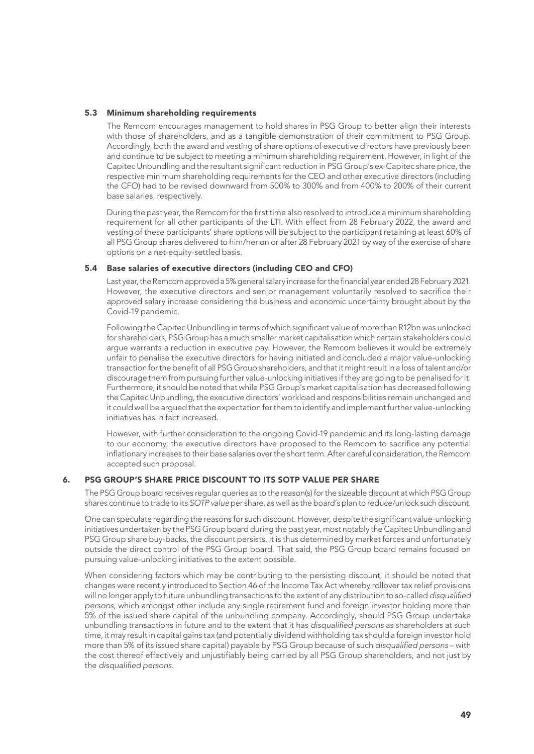### 5.3 Minimum shareholding requirements

The Remcom encourages management to hold shares in PSG Group to better align their interests with those of shareholders, and as a tangible demonstration of their commitment to PSG Group. Accordingly, both the award and vesting of share options of executive directors have previously been and continue to be subject to meeting a minimum shareholding requirement. However, in light of the Capitec Unbundling and the resultant significant reduction in PSG Group's ex-Capitec share price, the respective minimum shareholding requirements for the CEO and other executive directors (including the CFO) had to be revised downward from 500% to 300% and from 400% to 200% of their current base salaries, respectively.

During the past year, the Remcom for the first time also resolved to introduce a minimum shareholding requirement for all other participants of the LTI. With effect from 28 February 2022, the award and vesting of these participants' share options will be subject to the participant retaining at least 60% of all PSG Group shares delivered to him/her on or after 28 February 2021 by way of the exercise of share options on a net-equity-settled basis.

### 5.4 Base salaries of executive directors (including CEO and CFO)

Last year, the Remcom approved a 5% general salary increase for the financial year ended 28 February 2021. However, the executive directors and senior management voluntarily resolved to sacrifice their approved salary increase considering the business and economic uncertainty brought about by the Covid-19 pandemic.

Following the Capitec Unbundling in terms of which significant value of more than R12bn was unlocked for shareholders, PSG Group has a much smaller market capitalisation which certain stakeholders could argue warrants a reduction in executive pay. However, the Remcom believes it would be extremely unfair to penalise the executive directors for having initiated and concluded a major value-unlocking transaction for the benefit of all PSG Group shareholders, and that it might result in a loss of talent and/or discourage them from pursuing further value-unlocking initiatives if they are going to be penalised for it. Furthermore, it should be noted that while PSG Group's market capitalisation has decreased following the Capitec Unbundling, the executive directors' workload and responsibilities remain unchanged and it could well be argued that the expectation for them to identify and implement further value-unlocking initiatives has in fact increased.

However, with further consideration to the ongoing Covid-19 pandemic and its long-lasting damage to our economy, the executive directors have proposed to the Remcom to sacrifice any potential inflationary increases to their base salaries over the short term. After careful consideration, the Remcom accepted such proposal.

## 6. PSG GROUP'S SHARE PRICE DISCOUNT TO ITS SOTP VALUE PER SHARE

The PSG Group board receives regular queries as to the reason(s) for the sizeable discount at which PSG Group shares continue to trade to its *SOTP value* per share, as well as the board's plan to reduce/unlock such discount.

One can speculate regarding the reasons for such discount. However, despite the significant value-unlocking initiatives undertaken by the PSG Group board during the past year, most notably the Capitec Unbundling and PSG Group share buy-backs, the discount persists. It is thus determined by market forces and unfortunately outside the direct control of the PSG Group board. That said, the PSG Group board remains focused on pursuing value-unlocking initiatives to the extent possible.

When considering factors which may be contributing to the persisting discount, it should be noted that changes were recently introduced to Section 46 of the Income Tax Act whereby rollover tax relief provisions will no longer apply to future unbundling transactions to the extent of any distribution to so-called *disqualified persons*, which amongst other include any single retirement fund and foreign investor holding more than 5% of the issued share capital of the unbundling company. Accordingly, should PSG Group undertake unbundling transactions in future and to the extent that it has *disqualified persons* as shareholders at such time, it may result in capital gains tax (and potentially dividend withholding tax should a foreign investor hold more than 5% of its issued share capital) payable by PSG Group because of such *disqualified persons* – with the cost thereof effectively and unjustifiably being carried by all PSG Group shareholders, and not just by the *disqualified persons*.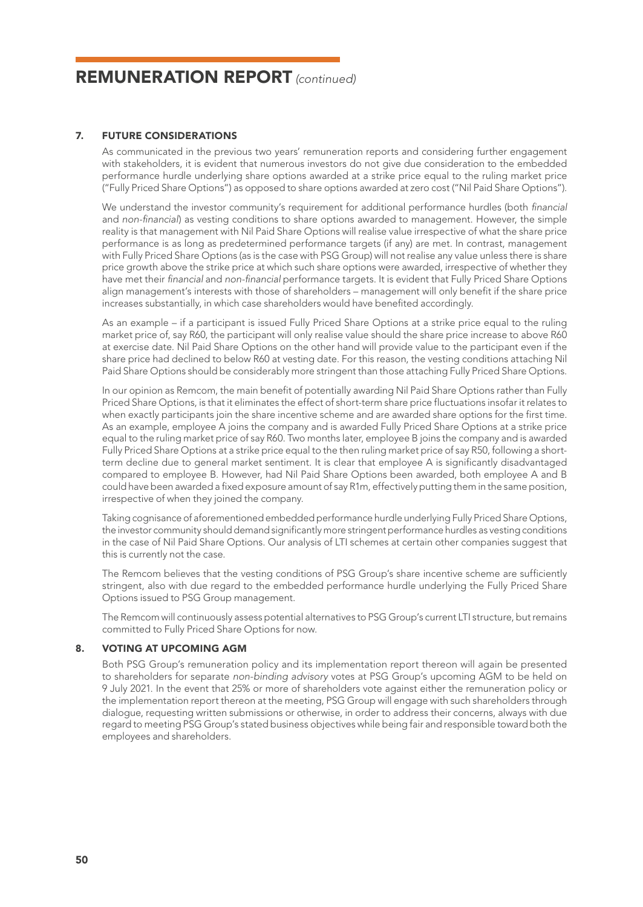# REMUNERATION REPORT *(continued)*

## 7. FUTURE CONSIDERATIONS

As communicated in the previous two years' remuneration reports and considering further engagement with stakeholders, it is evident that numerous investors do not give due consideration to the embedded performance hurdle underlying share options awarded at a strike price equal to the ruling market price ("Fully Priced Share Options") as opposed to share options awarded at zero cost ("Nil Paid Share Options").

We understand the investor community's requirement for additional performance hurdles (both *financial* and *non-financial*) as vesting conditions to share options awarded to management. However, the simple reality is that management with Nil Paid Share Options will realise value irrespective of what the share price performance is as long as predetermined performance targets (if any) are met. In contrast, management with Fully Priced Share Options (as is the case with PSG Group) will not realise any value unless there is share price growth above the strike price at which such share options were awarded, irrespective of whether they have met their *financial* and *non-financial* performance targets. It is evident that Fully Priced Share Options align management's interests with those of shareholders – management will only benefit if the share price increases substantially, in which case shareholders would have benefited accordingly.

As an example – if a participant is issued Fully Priced Share Options at a strike price equal to the ruling market price of, say R60, the participant will only realise value should the share price increase to above R60 at exercise date. Nil Paid Share Options on the other hand will provide value to the participant even if the share price had declined to below R60 at vesting date. For this reason, the vesting conditions attaching Nil Paid Share Options should be considerably more stringent than those attaching Fully Priced Share Options.

In our opinion as Remcom, the main benefit of potentially awarding Nil Paid Share Options rather than Fully Priced Share Options, is that it eliminates the effect of short-term share price fluctuations insofar it relates to when exactly participants join the share incentive scheme and are awarded share options for the first time. As an example, employee A joins the company and is awarded Fully Priced Share Options at a strike price equal to the ruling market price of say R60. Two months later, employee B joins the company and is awarded Fully Priced Share Options at a strike price equal to the then ruling market price of say R50, following a short-term decline due to general market sentiment. It is clear that employee A is significantly disadvantaged compared to employee B. However, had Nil Paid Share Options been awarded, both employee A and B could have been awarded a fixed exposure amount of say R1m, effectively putting them in the same position, irrespective of when they joined the company.

Taking cognisance of aforementioned embedded performance hurdle underlying Fully Priced Share Options, the investor community should demand significantly more stringent performance hurdles as vesting conditions in the case of Nil Paid Share Options. Our analysis of LTI schemes at certain other companies suggest that this is currently not the case.

The Remcom believes that the vesting conditions of PSG Group's share incentive scheme are sufficiently stringent, also with due regard to the embedded performance hurdle underlying the Fully Priced Share Options issued to PSG Group management.

The Remcom will continuously assess potential alternatives to PSG Group's current LTI structure, but remains committed to Fully Priced Share Options for now.

## 8. VOTING AT UPCOMING AGM

Both PSG Group's remuneration policy and its implementation report thereon will again be presented to shareholders for separate *non-binding advisory* votes at PSG Group's upcoming AGM to be held on 9 July 2021. In the event that 25% or more of shareholders vote against either the remuneration policy or the implementation report thereon at the meeting, PSG Group will engage with such shareholders through dialogue, requesting written submissions or otherwise, in order to address their concerns, always with due regard to meeting PSG Group's stated business objectives while being fair and responsible toward both the employees and shareholders.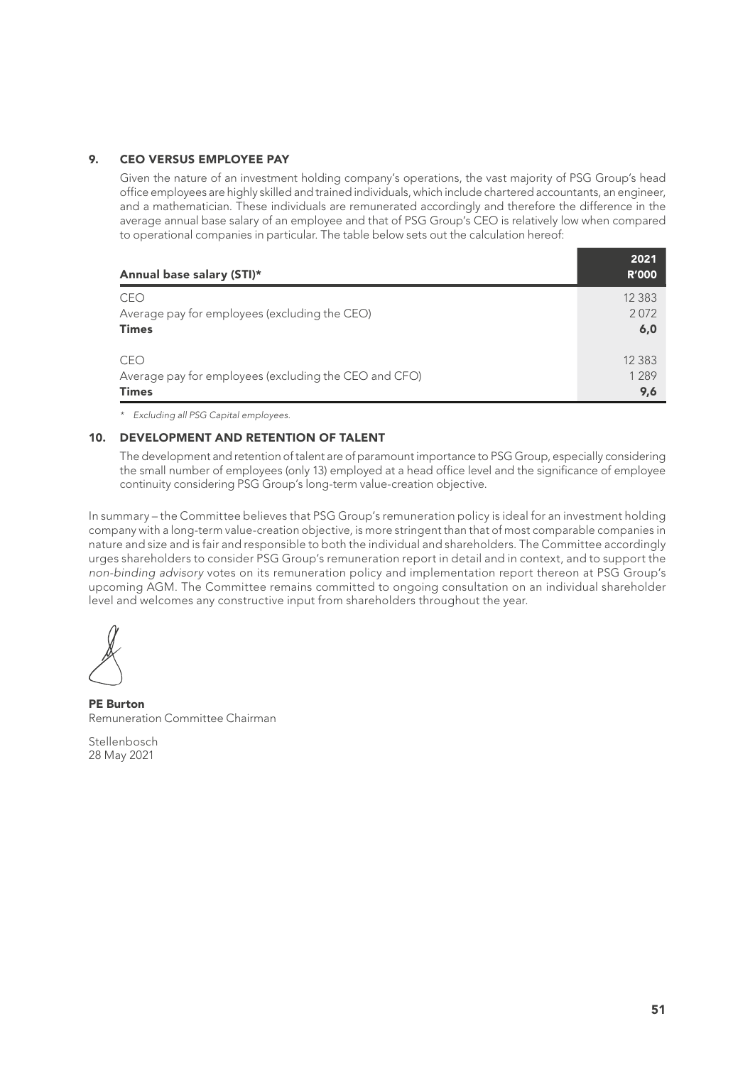## 9. CEO VERSUS EMPLOYEE PAY

Given the nature of an investment holding company's operations, the vast majority of PSG Group's head office employees are highly skilled and trained individuals, which include chartered accountants, an engineer, and a mathematician. These individuals are remunerated accordingly and therefore the difference in the average annual base salary of an employee and that of PSG Group's CEO is relatively low when compared to operational companies in particular. The table below sets out the calculation hereof:

| Annual base salary (STI)* | 2021 R'000 |
|---|---|
| CEO | 12 383 |
| Average pay for employees (excluding the CEO) | 2 072 |
| **Times** | **6,0** |
| CEO | 12 383 |
| Average pay for employees (excluding the CEO and CFO) | 1 289 |
| **Times** | **9,6** |

*\* Excluding all PSG Capital employees.*

## 10. DEVELOPMENT AND RETENTION OF TALENT

The development and retention of talent are of paramount importance to PSG Group, especially considering the small number of employees (only 13) employed at a head office level and the significance of employee continuity considering PSG Group's long-term value-creation objective.

In summary – the Committee believes that PSG Group's remuneration policy is ideal for an investment holding company with a long-term value-creation objective, is more stringent than that of most comparable companies in nature and size and is fair and responsible to both the individual and shareholders. The Committee accordingly urges shareholders to consider PSG Group's remuneration report in detail and in context, and to support the *non-binding advisory* votes on its remuneration policy and implementation report thereon at PSG Group's upcoming AGM. The Committee remains committed to ongoing consultation on an individual shareholder level and welcomes any constructive input from shareholders throughout the year.

**PE Burton**
Remuneration Committee Chairman

Stellenbosch
28 May 2021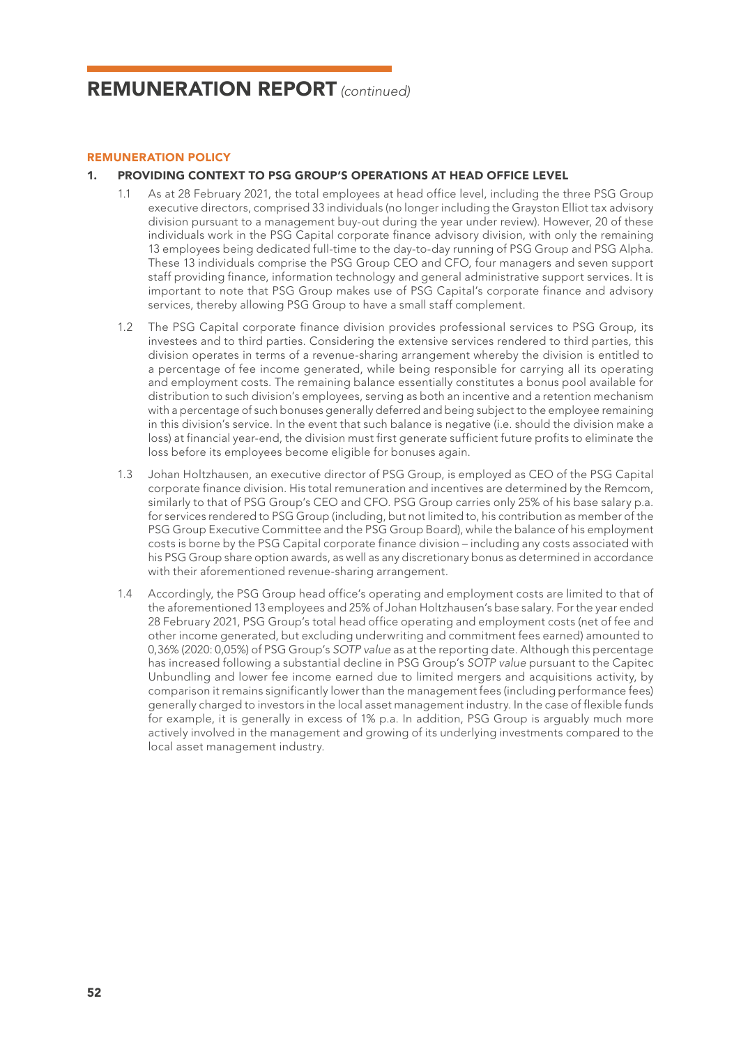# REMUNERATION REPORT *(continued)*

## REMUNERATION POLICY

### 1. PROVIDING CONTEXT TO PSG GROUP'S OPERATIONS AT HEAD OFFICE LEVEL

1.1 As at 28 February 2021, the total employees at head office level, including the three PSG Group executive directors, comprised 33 individuals (no longer including the Grayston Elliot tax advisory division pursuant to a management buy-out during the year under review). However, 20 of these individuals work in the PSG Capital corporate finance advisory division, with only the remaining 13 employees being dedicated full-time to the day-to-day running of PSG Group and PSG Alpha. These 13 individuals comprise the PSG Group CEO and CFO, four managers and seven support staff providing finance, information technology and general administrative support services. It is important to note that PSG Group makes use of PSG Capital's corporate finance and advisory services, thereby allowing PSG Group to have a small staff complement.

1.2 The PSG Capital corporate finance division provides professional services to PSG Group, its investees and to third parties. Considering the extensive services rendered to third parties, this division operates in terms of a revenue-sharing arrangement whereby the division is entitled to a percentage of fee income generated, while being responsible for carrying all its operating and employment costs. The remaining balance essentially constitutes a bonus pool available for distribution to such division's employees, serving as both an incentive and a retention mechanism with a percentage of such bonuses generally deferred and being subject to the employee remaining in this division's service. In the event that such balance is negative (i.e. should the division make a loss) at financial year-end, the division must first generate sufficient future profits to eliminate the loss before its employees become eligible for bonuses again.

1.3 Johan Holtzhausen, an executive director of PSG Group, is employed as CEO of the PSG Capital corporate finance division. His total remuneration and incentives are determined by the Remcom, similarly to that of PSG Group's CEO and CFO. PSG Group carries only 25% of his base salary p.a. for services rendered to PSG Group (including, but not limited to, his contribution as member of the PSG Group Executive Committee and the PSG Group Board), while the balance of his employment costs is borne by the PSG Capital corporate finance division – including any costs associated with his PSG Group share option awards, as well as any discretionary bonus as determined in accordance with their aforementioned revenue-sharing arrangement.

1.4 Accordingly, the PSG Group head office's operating and employment costs are limited to that of the aforementioned 13 employees and 25% of Johan Holtzhausen's base salary. For the year ended 28 February 2021, PSG Group's total head office operating and employment costs (net of fee and other income generated, but excluding underwriting and commitment fees earned) amounted to 0,36% (2020: 0,05%) of PSG Group's *SOTP value* as at the reporting date. Although this percentage has increased following a substantial decline in PSG Group's *SOTP value* pursuant to the Capitec Unbundling and lower fee income earned due to limited mergers and acquisitions activity, by comparison it remains significantly lower than the management fees (including performance fees) generally charged to investors in the local asset management industry. In the case of flexible funds for example, it is generally in excess of 1% p.a. In addition, PSG Group is arguably much more actively involved in the management and growing of its underlying investments compared to the local asset management industry.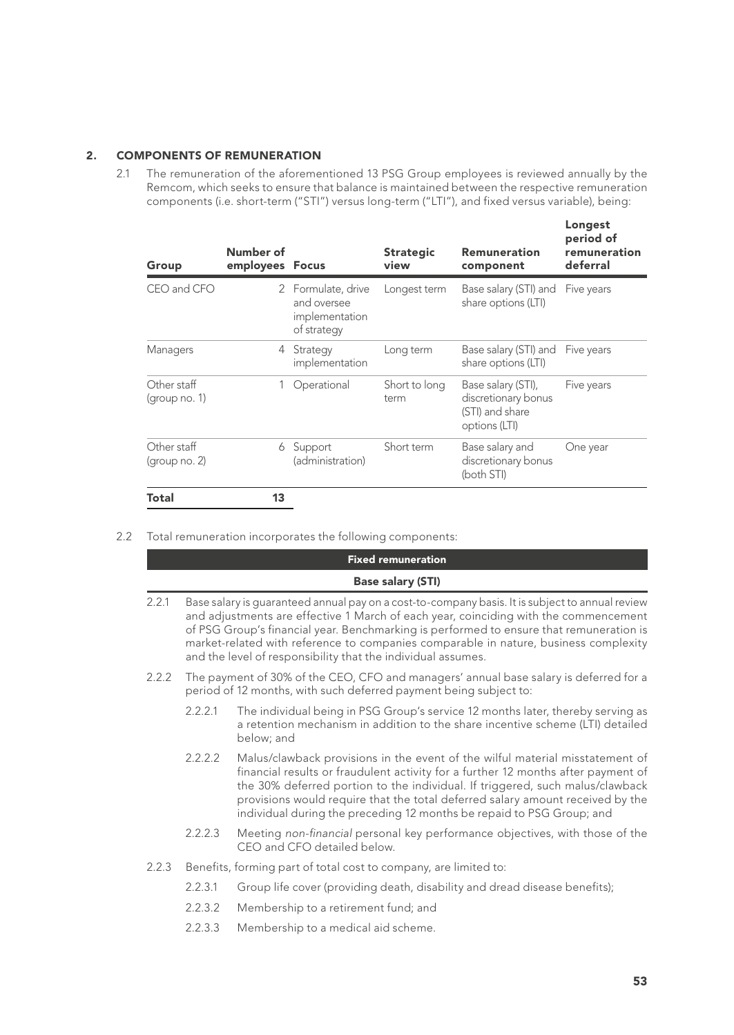## 2. COMPONENTS OF REMUNERATION

2.1 The remuneration of the aforementioned 13 PSG Group employees is reviewed annually by the Remcom, which seeks to ensure that balance is maintained between the respective remuneration components (i.e. short-term ("STI") versus long-term ("LTI"), and fixed versus variable), being:

| Group | Number of employees | Focus | Strategic view | Remuneration component | Longest period of remuneration deferral |
|---|---|---|---|---|---|
| CEO and CFO | 2 | Formulate, drive and oversee implementation of strategy | Longest term | Base salary (STI) and share options (LTI) | Five years |
| Managers | 4 | Strategy implementation | Long term | Base salary (STI) and share options (LTI) | Five years |
| Other staff (group no. 1) | 1 | Operational | Short to long term | Base salary (STI), discretionary bonus (STI) and share options (LTI) | Five years |
| Other staff (group no. 2) | 6 | Support (administration) | Short term | Base salary and discretionary bonus (both STI) | One year |
| **Total** | **13** | | | | |

2.2 Total remuneration incorporates the following components:

**Fixed remuneration**

**Base salary (STI)**

2.2.1 Base salary is guaranteed annual pay on a cost-to-company basis. It is subject to annual review and adjustments are effective 1 March of each year, coinciding with the commencement of PSG Group's financial year. Benchmarking is performed to ensure that remuneration is market-related with reference to companies comparable in nature, business complexity and the level of responsibility that the individual assumes.

2.2.2 The payment of 30% of the CEO, CFO and managers' annual base salary is deferred for a period of 12 months, with such deferred payment being subject to:

- 2.2.2.1 The individual being in PSG Group's service 12 months later, thereby serving as a retention mechanism in addition to the share incentive scheme (LTI) detailed below; and
- 2.2.2.2 Malus/clawback provisions in the event of the wilful material misstatement of financial results or fraudulent activity for a further 12 months after payment of the 30% deferred portion to the individual. If triggered, such malus/clawback provisions would require that the total deferred salary amount received by the individual during the preceding 12 months be repaid to PSG Group; and
- 2.2.2.3 Meeting *non-financial* personal key performance objectives, with those of the CEO and CFO detailed below.

2.2.3 Benefits, forming part of total cost to company, are limited to:

- 2.2.3.1 Group life cover (providing death, disability and dread disease benefits);
- 2.2.3.2 Membership to a retirement fund; and
- 2.2.3.3 Membership to a medical aid scheme.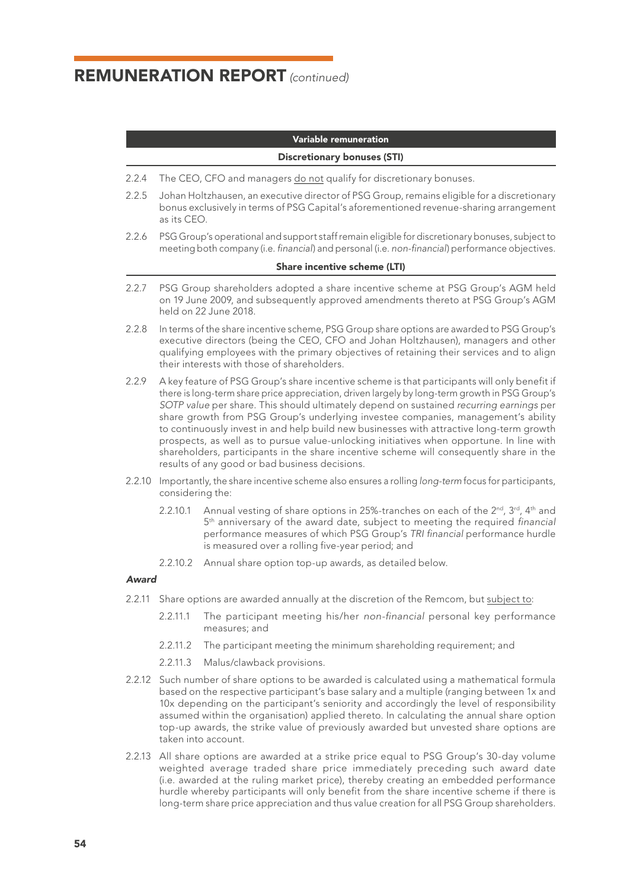## REMUNERATION REPORT *(continued)*

### Variable remuneration

#### Discretionary bonuses (STI)

2.2.4 The CEO, CFO and managers do not qualify for discretionary bonuses.

2.2.5 Johan Holtzhausen, an executive director of PSG Group, remains eligible for a discretionary bonus exclusively in terms of PSG Capital's aforementioned revenue-sharing arrangement as its CEO.

2.2.6 PSG Group's operational and support staff remain eligible for discretionary bonuses, subject to meeting both company (i.e. *financial*) and personal (i.e. *non-financial*) performance objectives.

#### Share incentive scheme (LTI)

2.2.7 PSG Group shareholders adopted a share incentive scheme at PSG Group's AGM held on 19 June 2009, and subsequently approved amendments thereto at PSG Group's AGM held on 22 June 2018.

2.2.8 In terms of the share incentive scheme, PSG Group share options are awarded to PSG Group's executive directors (being the CEO, CFO and Johan Holtzhausen), managers and other qualifying employees with the primary objectives of retaining their services and to align their interests with those of shareholders.

2.2.9 A key feature of PSG Group's share incentive scheme is that participants will only benefit if there is long-term share price appreciation, driven largely by long-term growth in PSG Group's *SOTP value* per share. This should ultimately depend on sustained *recurring earnings* per share growth from PSG Group's underlying investee companies, management's ability to continuously invest in and help build new businesses with attractive long-term growth prospects, as well as to pursue value-unlocking initiatives when opportune. In line with shareholders, participants in the share incentive scheme will consequently share in the results of any good or bad business decisions.

2.2.10 Importantly, the share incentive scheme also ensures a rolling *long-term* focus for participants, considering the:

- 2.2.10.1 Annual vesting of share options in 25%-tranches on each of the 2nd, 3rd, 4th and 5th anniversary of the award date, subject to meeting the required *financial* performance measures of which PSG Group's *TRI financial* performance hurdle is measured over a rolling five-year period; and
- 2.2.10.2 Annual share option top-up awards, as detailed below.

***Award***

2.2.11 Share options are awarded annually at the discretion of the Remcom, but subject to:

- 2.2.11.1 The participant meeting his/her *non-financial* personal key performance measures; and
- 2.2.11.2 The participant meeting the minimum shareholding requirement; and
- 2.2.11.3 Malus/clawback provisions.

2.2.12 Such number of share options to be awarded is calculated using a mathematical formula based on the respective participant's base salary and a multiple (ranging between 1x and 10x depending on the participant's seniority and accordingly the level of responsibility assumed within the organisation) applied thereto. In calculating the annual share option top-up awards, the strike value of previously awarded but unvested share options are taken into account.

2.2.13 All share options are awarded at a strike price equal to PSG Group's 30-day volume weighted average traded share price immediately preceding such award date (i.e. awarded at the ruling market price), thereby creating an embedded performance hurdle whereby participants will only benefit from the share incentive scheme if there is long-term share price appreciation and thus value creation for all PSG Group shareholders.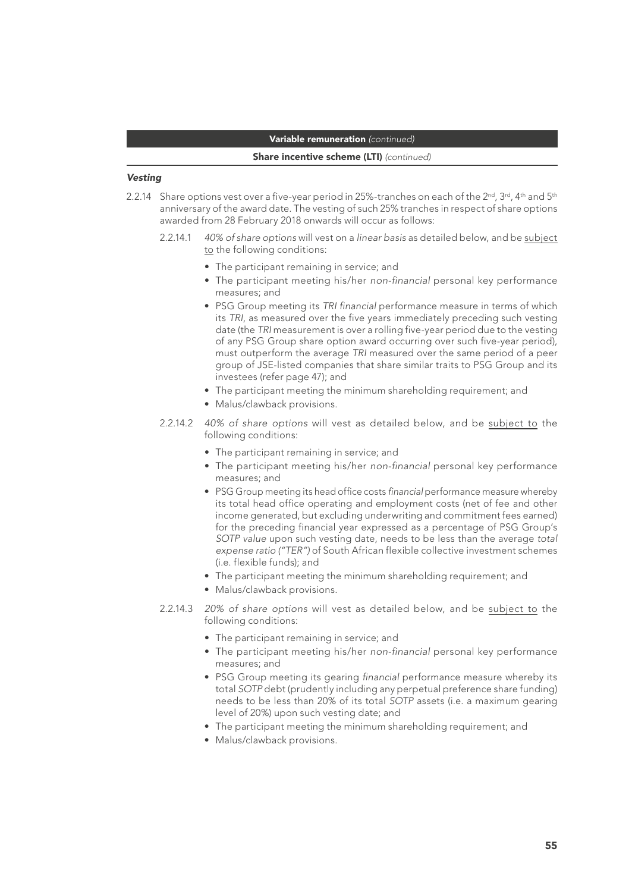**Variable remuneration** *(continued)*

**Share incentive scheme (LTI)** *(continued)*

### *Vesting*

2.2.14 Share options vest over a five-year period in 25%-tranches on each of the 2nd, 3rd, 4th and 5th anniversary of the award date. The vesting of such 25% tranches in respect of share options awarded from 28 February 2018 onwards will occur as follows:

2.2.14.1 *40% of share options* will vest on a *linear basis* as detailed below, and be subject to the following conditions:

- The participant remaining in service; and
- The participant meeting his/her *non-financial* personal key performance measures; and
- PSG Group meeting its *TRI financial* performance measure in terms of which its *TRI*, as measured over the five years immediately preceding such vesting date (the *TRI* measurement is over a rolling five-year period due to the vesting of any PSG Group share option award occurring over such five-year period), must outperform the average *TRI* measured over the same period of a peer group of JSE-listed companies that share similar traits to PSG Group and its investees (refer page 47); and
- The participant meeting the minimum shareholding requirement; and
- Malus/clawback provisions.

2.2.14.2 *40% of share options* will vest as detailed below, and be subject to the following conditions:

- The participant remaining in service; and
- The participant meeting his/her *non-financial* personal key performance measures; and
- PSG Group meeting its head office costs *financial* performance measure whereby its total head office operating and employment costs (net of fee and other income generated, but excluding underwriting and commitment fees earned) for the preceding financial year expressed as a percentage of PSG Group's *SOTP value* upon such vesting date, needs to be less than the average *total expense ratio ("TER")* of South African flexible collective investment schemes (i.e. flexible funds); and
- The participant meeting the minimum shareholding requirement; and
- Malus/clawback provisions.

2.2.14.3 *20% of share options* will vest as detailed below, and be subject to the following conditions:

- The participant remaining in service; and
- The participant meeting his/her *non-financial* personal key performance measures; and
- PSG Group meeting its gearing *financial* performance measure whereby its total *SOTP* debt (prudently including any perpetual preference share funding) needs to be less than 20% of its total *SOTP* assets (i.e. a maximum gearing level of 20%) upon such vesting date; and
- The participant meeting the minimum shareholding requirement; and
- Malus/clawback provisions.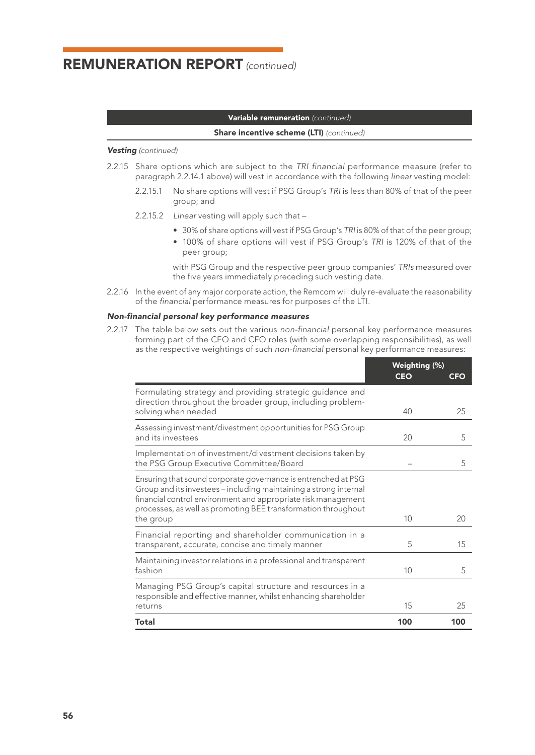# REMUNERATION REPORT *(continued)*

**Variable remuneration** *(continued)*

**Share incentive scheme (LTI)** *(continued)*

***Vesting*** *(continued)*

2.2.15 Share options which are subject to the *TRI financial* performance measure (refer to paragraph 2.2.14.1 above) will vest in accordance with the following *linear* vesting model:

2.2.15.1 No share options will vest if PSG Group's *TRI* is less than 80% of that of the peer group; and

2.2.15.2 *Linear* vesting will apply such that –

- 30% of share options will vest if PSG Group's *TRI* is 80% of that of the peer group;
- 100% of share options will vest if PSG Group's *TRI* is 120% of that of the peer group;

with PSG Group and the respective peer group companies' *TRIs* measured over the five years immediately preceding such vesting date.

2.2.16 In the event of any major corporate action, the Remcom will duly re-evaluate the reasonability of the *financial* performance measures for purposes of the LTI.

***Non-financial personal key performance measures***

2.2.17 The table below sets out the various *non-financial* personal key performance measures forming part of the CEO and CFO roles (with some overlapping responsibilities), as well as the respective weightings of such *non-financial* personal key performance measures:

| | Weighting (%) | |
|---|---|---|
| | **CEO** | **CFO** |
| Formulating strategy and providing strategic guidance and direction throughout the broader group, including problem-solving when needed | 40 | 25 |
| Assessing investment/divestment opportunities for PSG Group and its investees | 20 | 5 |
| Implementation of investment/divestment decisions taken by the PSG Group Executive Committee/Board | – | 5 |
| Ensuring that sound corporate governance is entrenched at PSG Group and its investees – including maintaining a strong internal financial control environment and appropriate risk management processes, as well as promoting BEE transformation throughout the group | 10 | 20 |
| Financial reporting and shareholder communication in a transparent, accurate, concise and timely manner | 5 | 15 |
| Maintaining investor relations in a professional and transparent fashion | 10 | 5 |
| Managing PSG Group's capital structure and resources in a responsible and effective manner, whilst enhancing shareholder returns | 15 | 25 |
| **Total** | **100** | **100** |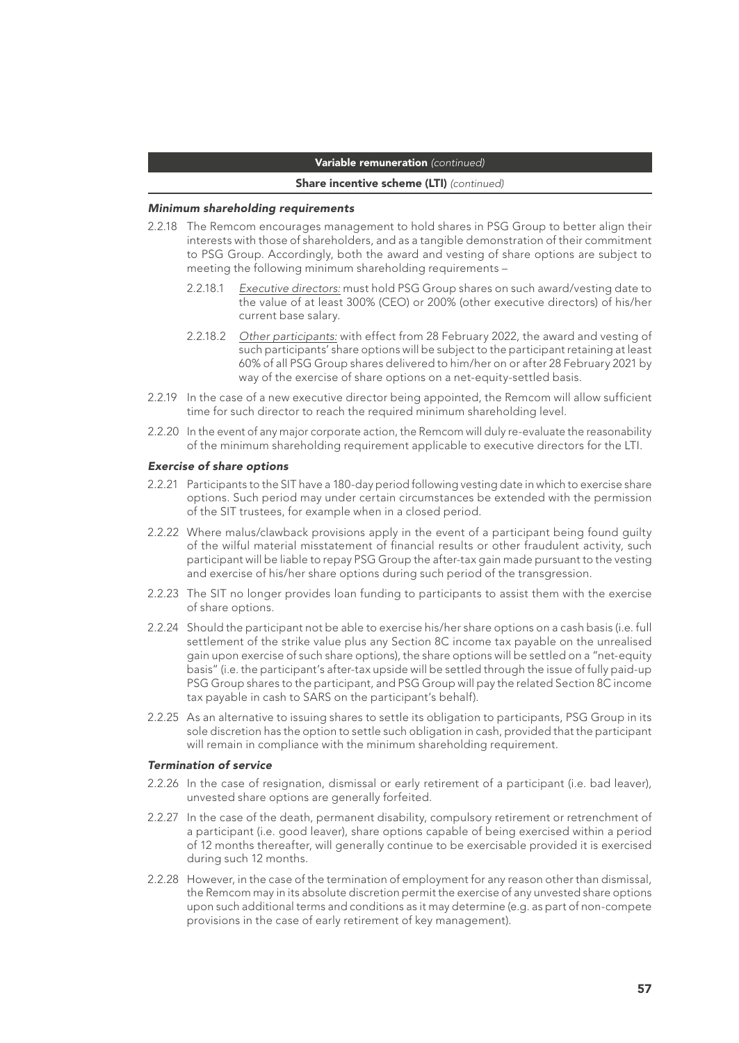**Variable remuneration** *(continued)*

**Share incentive scheme (LTI)** *(continued)*

***Minimum shareholding requirements***

2.2.18 The Remcom encourages management to hold shares in PSG Group to better align their interests with those of shareholders, and as a tangible demonstration of their commitment to PSG Group. Accordingly, both the award and vesting of share options are subject to meeting the following minimum shareholding requirements –

2.2.18.1 Executive directors: must hold PSG Group shares on such award/vesting date to the value of at least 300% (CEO) or 200% (other executive directors) of his/her current base salary.

2.2.18.2 Other participants: with effect from 28 February 2022, the award and vesting of such participants' share options will be subject to the participant retaining at least 60% of all PSG Group shares delivered to him/her on or after 28 February 2021 by way of the exercise of share options on a net-equity-settled basis.

2.2.19 In the case of a new executive director being appointed, the Remcom will allow sufficient time for such director to reach the required minimum shareholding level.

2.2.20 In the event of any major corporate action, the Remcom will duly re-evaluate the reasonability of the minimum shareholding requirement applicable to executive directors for the LTI.

***Exercise of share options***

2.2.21 Participants to the SIT have a 180-day period following vesting date in which to exercise share options. Such period may under certain circumstances be extended with the permission of the SIT trustees, for example when in a closed period.

2.2.22 Where malus/clawback provisions apply in the event of a participant being found guilty of the wilful material misstatement of financial results or other fraudulent activity, such participant will be liable to repay PSG Group the after-tax gain made pursuant to the vesting and exercise of his/her share options during such period of the transgression.

2.2.23 The SIT no longer provides loan funding to participants to assist them with the exercise of share options.

2.2.24 Should the participant not be able to exercise his/her share options on a cash basis (i.e. full settlement of the strike value plus any Section 8C income tax payable on the unrealised gain upon exercise of such share options), the share options will be settled on a "net-equity basis" (i.e. the participant's after-tax upside will be settled through the issue of fully paid-up PSG Group shares to the participant, and PSG Group will pay the related Section 8C income tax payable in cash to SARS on the participant's behalf).

2.2.25 As an alternative to issuing shares to settle its obligation to participants, PSG Group in its sole discretion has the option to settle such obligation in cash, provided that the participant will remain in compliance with the minimum shareholding requirement.

***Termination of service***

2.2.26 In the case of resignation, dismissal or early retirement of a participant (i.e. bad leaver), unvested share options are generally forfeited.

2.2.27 In the case of the death, permanent disability, compulsory retirement or retrenchment of a participant (i.e. good leaver), share options capable of being exercised within a period of 12 months thereafter, will generally continue to be exercisable provided it is exercised during such 12 months.

2.2.28 However, in the case of the termination of employment for any reason other than dismissal, the Remcom may in its absolute discretion permit the exercise of any unvested share options upon such additional terms and conditions as it may determine (e.g. as part of non-compete provisions in the case of early retirement of key management).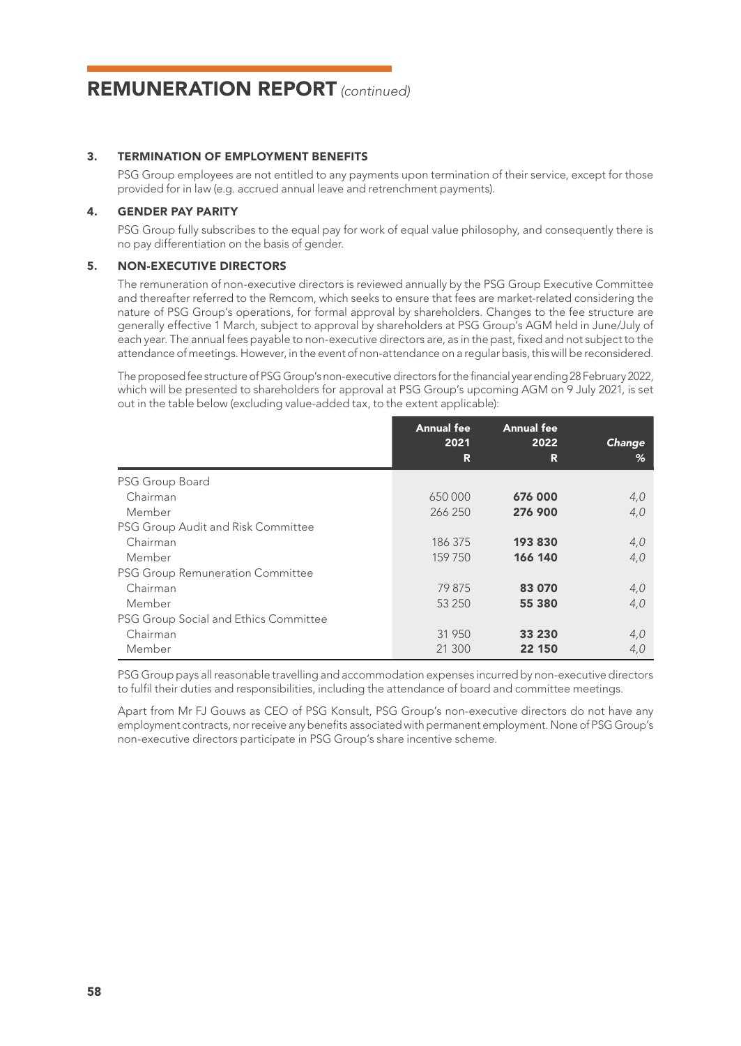# REMUNERATION REPORT *(continued)*

### 3. TERMINATION OF EMPLOYMENT BENEFITS

PSG Group employees are not entitled to any payments upon termination of their service, except for those provided for in law (e.g. accrued annual leave and retrenchment payments).

### 4. GENDER PAY PARITY

PSG Group fully subscribes to the equal pay for work of equal value philosophy, and consequently there is no pay differentiation on the basis of gender.

### 5. NON-EXECUTIVE DIRECTORS

The remuneration of non-executive directors is reviewed annually by the PSG Group Executive Committee and thereafter referred to the Remcom, which seeks to ensure that fees are market-related considering the nature of PSG Group's operations, for formal approval by shareholders. Changes to the fee structure are generally effective 1 March, subject to approval by shareholders at PSG Group's AGM held in June/July of each year. The annual fees payable to non-executive directors are, as in the past, fixed and not subject to the attendance of meetings. However, in the event of non-attendance on a regular basis, this will be reconsidered.

The proposed fee structure of PSG Group's non-executive directors for the financial year ending 28 February 2022, which will be presented to shareholders for approval at PSG Group's upcoming AGM on 9 July 2021, is set out in the table below (excluding value-added tax, to the extent applicable):

| | Annual fee 2021 R | Annual fee 2022 R | *Change %* |
|---|---|---|---|
| PSG Group Board | | | |
| Chairman | 650 000 | **676 000** | *4,0* |
| Member | 266 250 | **276 900** | *4,0* |
| PSG Group Audit and Risk Committee | | | |
| Chairman | 186 375 | **193 830** | *4,0* |
| Member | 159 750 | **166 140** | *4,0* |
| PSG Group Remuneration Committee | | | |
| Chairman | 79 875 | **83 070** | *4,0* |
| Member | 53 250 | **55 380** | *4,0* |
| PSG Group Social and Ethics Committee | | | |
| Chairman | 31 950 | **33 230** | *4,0* |
| Member | 21 300 | **22 150** | *4,0* |

PSG Group pays all reasonable travelling and accommodation expenses incurred by non-executive directors to fulfil their duties and responsibilities, including the attendance of board and committee meetings.

Apart from Mr FJ Gouws as CEO of PSG Konsult, PSG Group's non-executive directors do not have any employment contracts, nor receive any benefits associated with permanent employment. None of PSG Group's non-executive directors participate in PSG Group's share incentive scheme.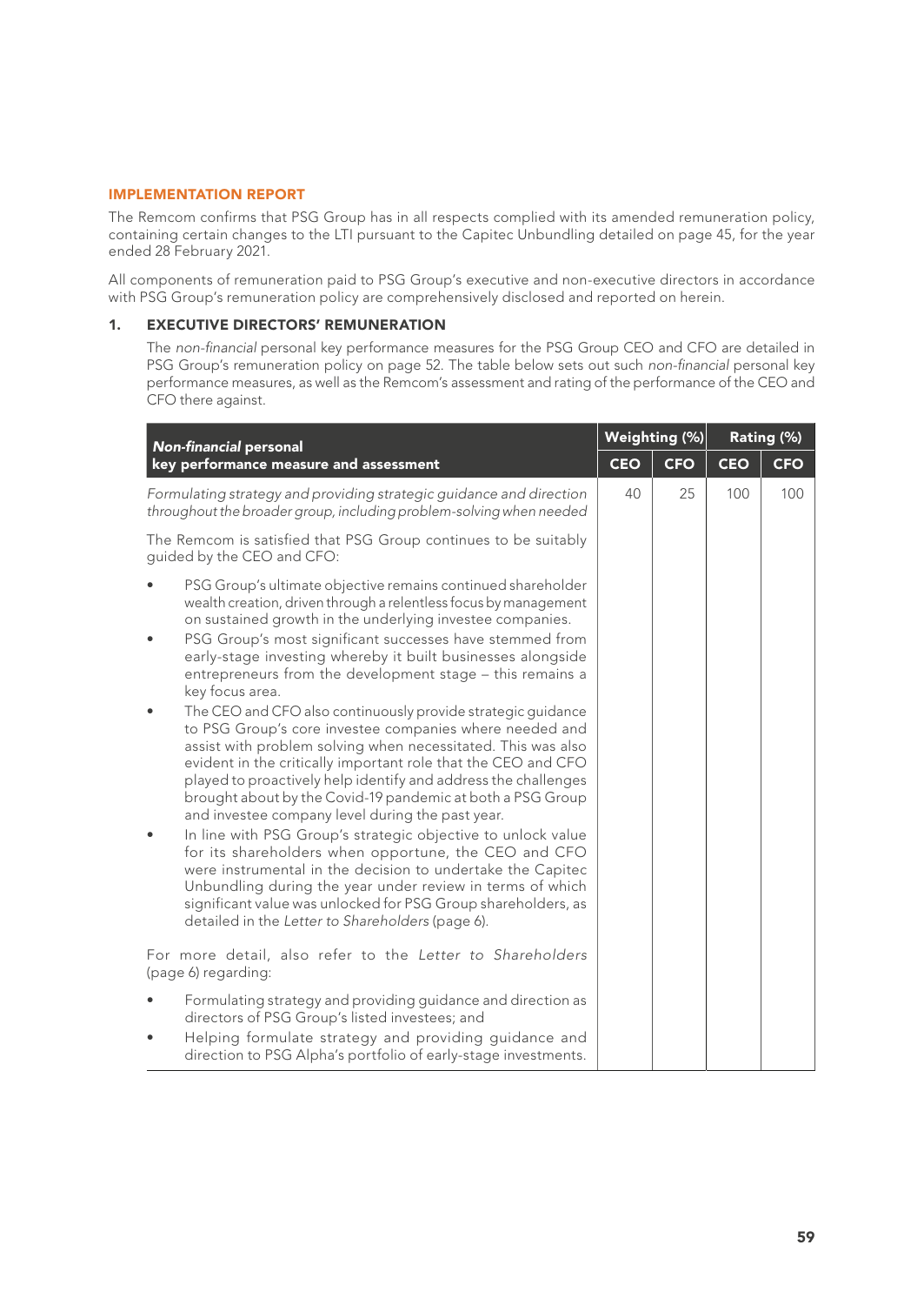## IMPLEMENTATION REPORT

The Remcom confirms that PSG Group has in all respects complied with its amended remuneration policy, containing certain changes to the LTI pursuant to the Capitec Unbundling detailed on page 45, for the year ended 28 February 2021.

All components of remuneration paid to PSG Group's executive and non-executive directors in accordance with PSG Group's remuneration policy are comprehensively disclosed and reported on herein.

### 1. EXECUTIVE DIRECTORS' REMUNERATION

The *non-financial* personal key performance measures for the PSG Group CEO and CFO are detailed in PSG Group's remuneration policy on page 52. The table below sets out such *non-financial* personal key performance measures, as well as the Remcom's assessment and rating of the performance of the CEO and CFO there against.

| ***Non-financial* personal key performance measure and assessment** | **Weighting (%)** | | **Rating (%)** | |
|---|---|---|---|---|
| | **CEO** | **CFO** | **CEO** | **CFO** |
| *Formulating strategy and providing strategic guidance and direction throughout the broader group, including problem-solving when needed* | 40 | 25 | 100 | 100 |
| The Remcom is satisfied that PSG Group continues to be suitably guided by the CEO and CFO:<br>• PSG Group's ultimate objective remains continued shareholder wealth creation, driven through a relentless focus by management on sustained growth in the underlying investee companies.<br>• PSG Group's most significant successes have stemmed from early-stage investing whereby it built businesses alongside entrepreneurs from the development stage – this remains a key focus area.<br>• The CEO and CFO also continuously provide strategic guidance to PSG Group's core investee companies where needed and assist with problem solving when necessitated. This was also evident in the critically important role that the CEO and CFO played to proactively help identify and address the challenges brought about by the Covid-19 pandemic at both a PSG Group and investee company level during the past year.<br>• In line with PSG Group's strategic objective to unlock value for its shareholders when opportune, the CEO and CFO were instrumental in the decision to undertake the Capitec Unbundling during the year under review in terms of which significant value was unlocked for PSG Group shareholders, as detailed in the *Letter to Shareholders* (page 6).<br><br>For more detail, also refer to the *Letter to Shareholders* (page 6) regarding:<br>• Formulating strategy and providing guidance and direction as directors of PSG Group's listed investees; and<br>• Helping formulate strategy and providing guidance and direction to PSG Alpha's portfolio of early-stage investments. | | | | |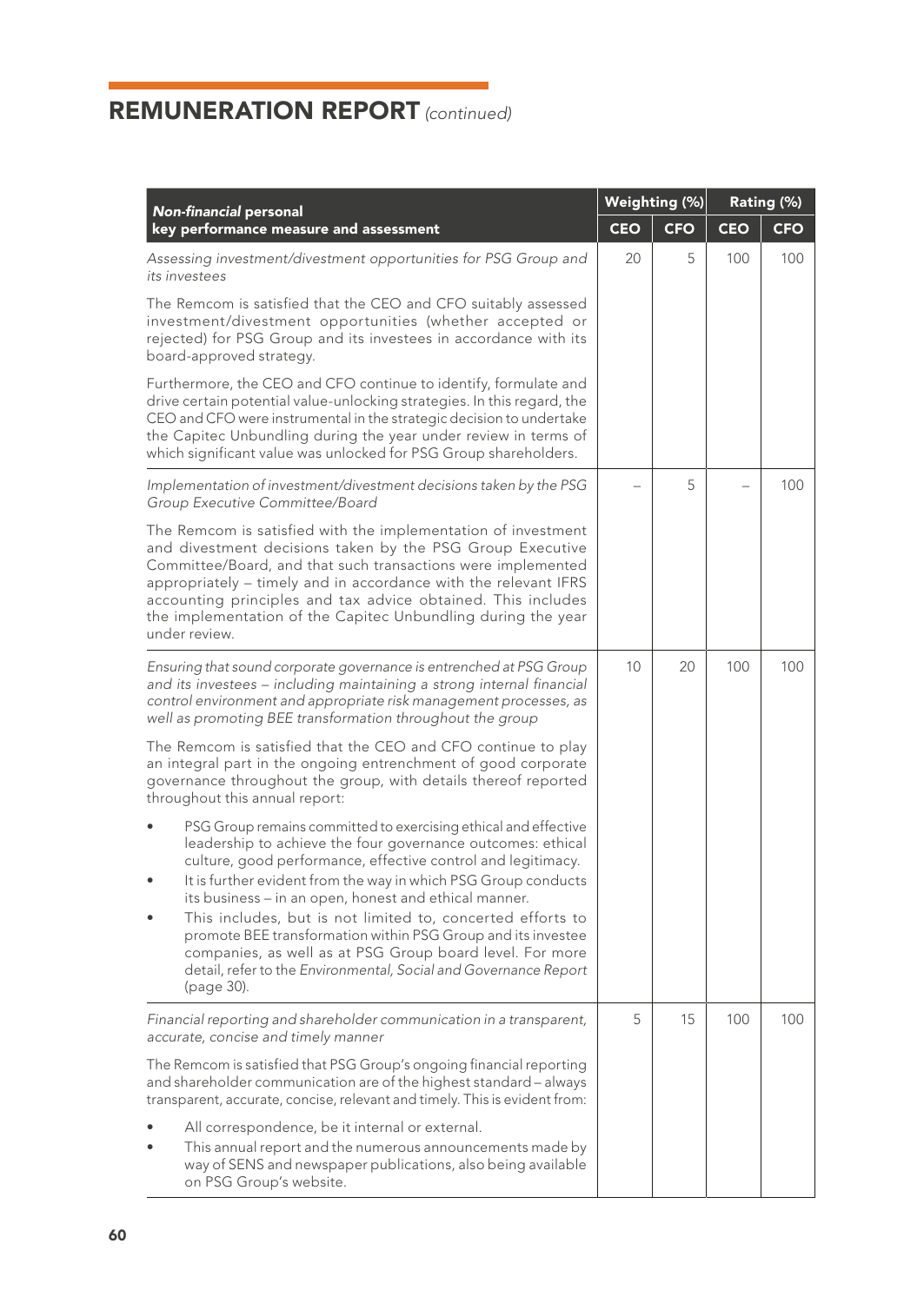## REMUNERATION REPORT *(continued)*

| *Non-financial* personal key performance measure and assessment | Weighting (%) | | Rating (%) | |
|---|---|---|---|---|
| | CEO | CFO | CEO | CFO |
| *Assessing investment/divestment opportunities for PSG Group and its investees*<br><br>The Remcom is satisfied that the CEO and CFO suitably assessed investment/divestment opportunities (whether accepted or rejected) for PSG Group and its investees in accordance with its board-approved strategy.<br><br>Furthermore, the CEO and CFO continue to identify, formulate and drive certain potential value-unlocking strategies. In this regard, the CEO and CFO were instrumental in the strategic decision to undertake the Capitec Unbundling during the year under review in terms of which significant value was unlocked for PSG Group shareholders. | 20 | 5 | 100 | 100 |
| *Implementation of investment/divestment decisions taken by the PSG Group Executive Committee/Board*<br><br>The Remcom is satisfied with the implementation of investment and divestment decisions taken by the PSG Group Executive Committee/Board, and that such transactions were implemented appropriately – timely and in accordance with the relevant IFRS accounting principles and tax advice obtained. This includes the implementation of the Capitec Unbundling during the year under review. | – | 5 | – | 100 |
| *Ensuring that sound corporate governance is entrenched at PSG Group and its investees – including maintaining a strong internal financial control environment and appropriate risk management processes, as well as promoting BEE transformation throughout the group*<br><br>The Remcom is satisfied that the CEO and CFO continue to play an integral part in the ongoing entrenchment of good corporate governance throughout the group, with details thereof reported throughout this annual report:<br><br>• PSG Group remains committed to exercising ethical and effective leadership to achieve the four governance outcomes: ethical culture, good performance, effective control and legitimacy.<br>• It is further evident from the way in which PSG Group conducts its business – in an open, honest and ethical manner.<br>• This includes, but is not limited to, concerted efforts to promote BEE transformation within PSG Group and its investee companies, as well as at PSG Group board level. For more detail, refer to the *Environmental, Social and Governance Report* (page 30). | 10 | 20 | 100 | 100 |
| *Financial reporting and shareholder communication in a transparent, accurate, concise and timely manner*<br><br>The Remcom is satisfied that PSG Group's ongoing financial reporting and shareholder communication are of the highest standard – always transparent, accurate, concise, relevant and timely. This is evident from:<br><br>• All correspondence, be it internal or external.<br>• This annual report and the numerous announcements made by way of SENS and newspaper publications, also being available on PSG Group's website. | 5 | 15 | 100 | 100 |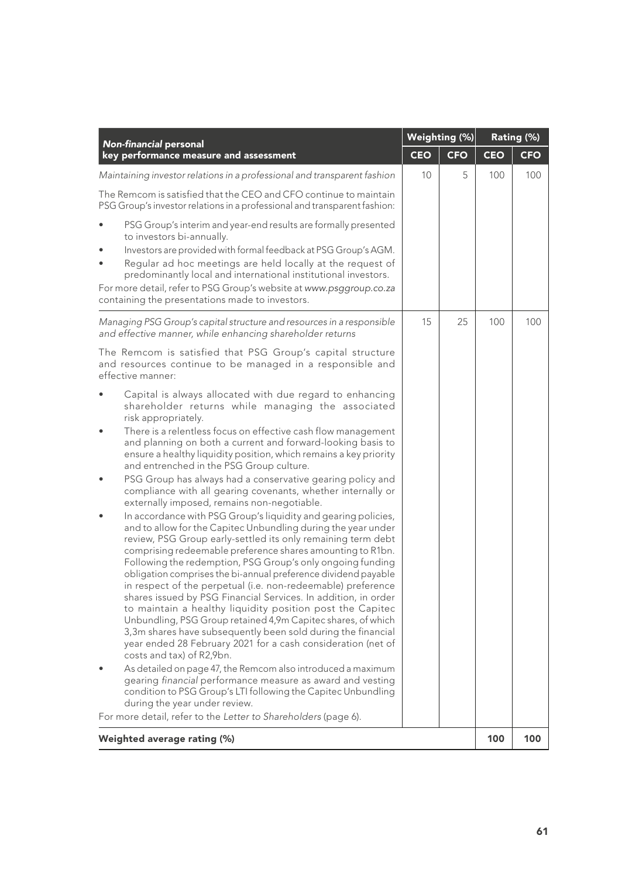| *Non-financial* personal key performance measure and assessment | Weighting (%) | | Rating (%) | |
|---|---|---|---|---|
| | CEO | CFO | CEO | CFO |
| *Maintaining investor relations in a professional and transparent fashion*<br><br>The Remcom is satisfied that the CEO and CFO continue to maintain PSG Group's investor relations in a professional and transparent fashion:<br><br>• PSG Group's interim and year-end results are formally presented to investors bi-annually.<br>• Investors are provided with formal feedback at PSG Group's AGM.<br>• Regular ad hoc meetings are held locally at the request of predominantly local and international institutional investors.<br><br>For more detail, refer to PSG Group's website at *www.psggroup.co.za* containing the presentations made to investors. | 10 | 5 | 100 | 100 |
| *Managing PSG Group's capital structure and resources in a responsible and effective manner, while enhancing shareholder returns*<br><br>The Remcom is satisfied that PSG Group's capital structure and resources continue to be managed in a responsible and effective manner:<br><br>• Capital is always allocated with due regard to enhancing shareholder returns while managing the associated risk appropriately.<br>• There is a relentless focus on effective cash flow management and planning on both a current and forward-looking basis to ensure a healthy liquidity position, which remains a key priority and entrenched in the PSG Group culture.<br>• PSG Group has always had a conservative gearing policy and compliance with all gearing covenants, whether internally or externally imposed, remains non-negotiable.<br>• In accordance with PSG Group's liquidity and gearing policies, and to allow for the Capitec Unbundling during the year under review, PSG Group early-settled its only remaining term debt comprising redeemable preference shares amounting to R1bn. Following the redemption, PSG Group's only ongoing funding obligation comprises the bi-annual preference dividend payable in respect of the perpetual (i.e. non-redeemable) preference shares issued by PSG Financial Services. In addition, in order to maintain a healthy liquidity position post the Capitec Unbundling, PSG Group retained 4,9m Capitec shares, of which 3,3m shares have subsequently been sold during the financial year ended 28 February 2021 for a cash consideration (net of costs and tax) of R2,9bn.<br>• As detailed on page 47, the Remcom also introduced a maximum gearing *financial* performance measure as award and vesting condition to PSG Group's LTI following the Capitec Unbundling during the year under review.<br><br>For more detail, refer to the *Letter to Shareholders* (page 6). | 15 | 25 | 100 | 100 |
| **Weighted average rating (%)** | | | **100** | **100** |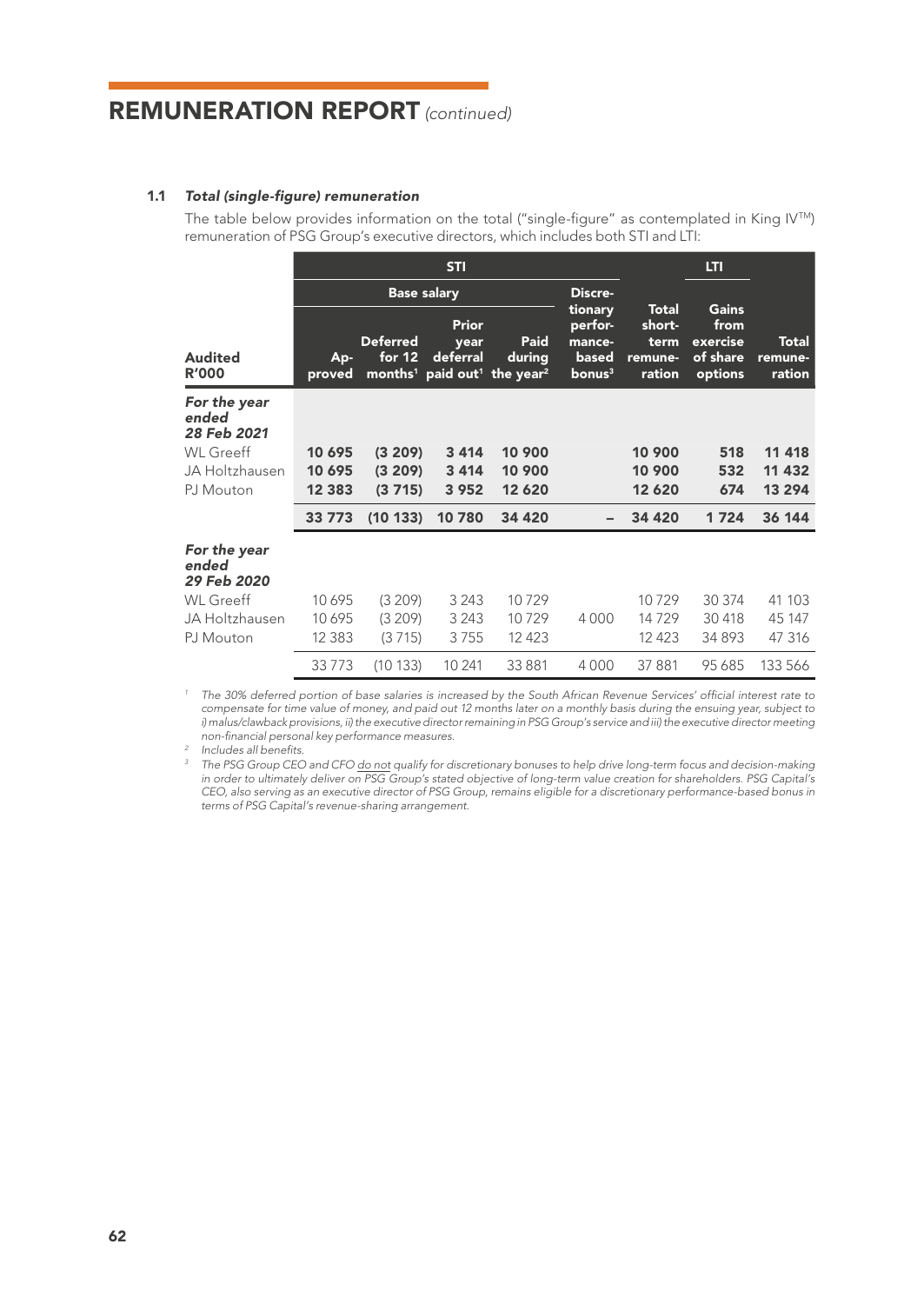# REMUNERATION REPORT *(continued)*

### 1.1 *Total (single-figure) remuneration*

The table below provides information on the total ("single-figure" as contemplated in King IV™) remuneration of PSG Group's executive directors, which includes both STI and LTI:

| | STI | | | | | | LTI | |
|---|---|---|---|---|---|---|---|---|
| | Base salary | | | | | | | |
| **Audited R'000** | **Approved** | **Deferred for 12 months[1]** | **Prior year deferral paid out[1]** | **Paid during the year[2]** | **Discretionary performance-based bonus[3]** | **Total short-term remuneration** | **Gains from exercise of share options** | **Total remuneration** |
| ***For the year ended 28 Feb 2021*** | | | | | | | | |
| WL Greeff | **10 695** | **(3 209)** | **3 414** | **10 900** | | **10 900** | **518** | **11 418** |
| JA Holtzhausen | **10 695** | **(3 209)** | **3 414** | **10 900** | | **10 900** | **532** | **11 432** |
| PJ Mouton | **12 383** | **(3 715)** | **3 952** | **12 620** | | **12 620** | **674** | **13 294** |
| | **33 773** | **(10 133)** | **10 780** | **34 420** | **–** | **34 420** | **1 724** | **36 144** |
| ***For the year ended 29 Feb 2020*** | | | | | | | | |
| WL Greeff | 10 695 | (3 209) | 3 243 | 10 729 | | 10 729 | 30 374 | 41 103 |
| JA Holtzhausen | 10 695 | (3 209) | 3 243 | 10 729 | 4 000 | 14 729 | 30 418 | 45 147 |
| PJ Mouton | 12 383 | (3 715) | 3 755 | 12 423 | | 12 423 | 34 893 | 47 316 |
| | 33 773 | (10 133) | 10 241 | 33 881 | 4 000 | 37 881 | 95 685 | 133 566 |

[1] *The 30% deferred portion of base salaries is increased by the South African Revenue Services' official interest rate to compensate for time value of money, and paid out 12 months later on a monthly basis during the ensuing year, subject to i) malus/clawback provisions, ii) the executive director remaining in PSG Group's service and iii) the executive director meeting non-financial personal key performance measures.*

[2] *Includes all benefits.*

[3] *The PSG Group CEO and CFO do not qualify for discretionary bonuses to help drive long-term focus and decision-making in order to ultimately deliver on PSG Group's stated objective of long-term value creation for shareholders. PSG Capital's CEO, also serving as an executive director of PSG Group, remains eligible for a discretionary performance-based bonus in terms of PSG Capital's revenue-sharing arrangement.*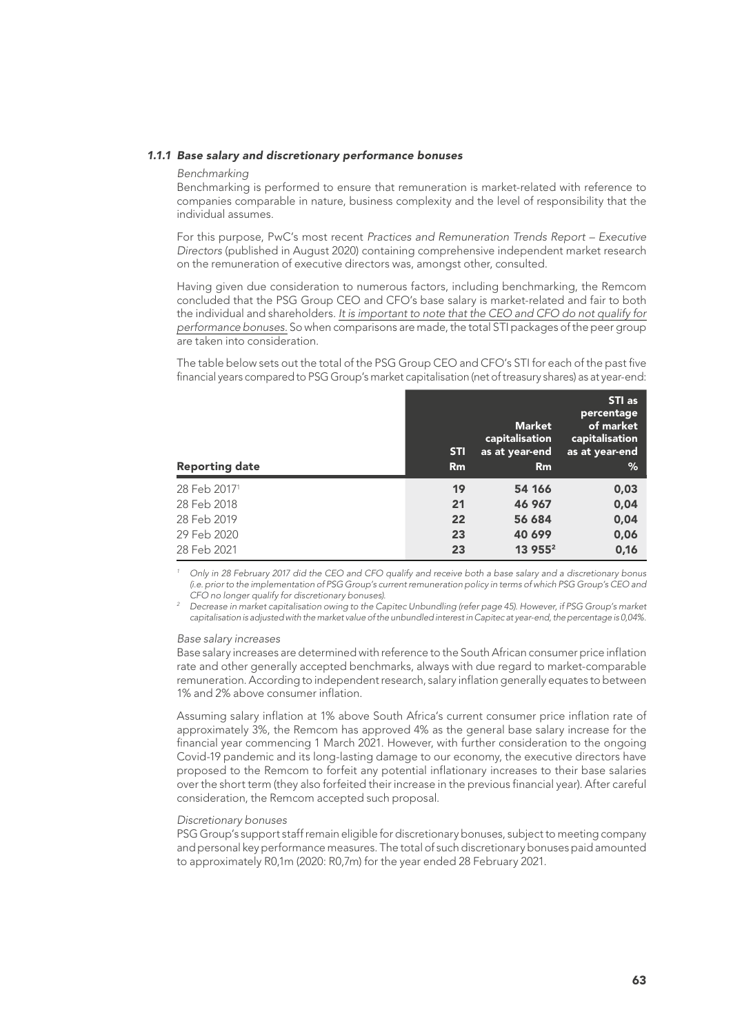### *1.1.1 Base salary and discretionary performance bonuses*

*Benchmarking*

Benchmarking is performed to ensure that remuneration is market-related with reference to companies comparable in nature, business complexity and the level of responsibility that the individual assumes.

For this purpose, PwC's most recent *Practices and Remuneration Trends Report – Executive Directors* (published in August 2020) containing comprehensive independent market research on the remuneration of executive directors was, amongst other, consulted.

Having given due consideration to numerous factors, including benchmarking, the Remcom concluded that the PSG Group CEO and CFO's base salary is market-related and fair to both the individual and shareholders. *It is important to note that the CEO and CFO do not qualify for performance bonuses.* So when comparisons are made, the total STI packages of the peer group are taken into consideration.

The table below sets out the total of the PSG Group CEO and CFO's STI for each of the past five financial years compared to PSG Group's market capitalisation (net of treasury shares) as at year-end:

| Reporting date | STI Rm | Market capitalisation as at year-end Rm | STI as percentage of market capitalisation as at year-end % |
|---|---|---|---|
| 28 Feb 2017[1] | 19 | 54 166 | 0,03 |
| 28 Feb 2018 | 21 | 46 967 | 0,04 |
| 28 Feb 2019 | 22 | 56 684 | 0,04 |
| 29 Feb 2020 | 23 | 40 699 | 0,06 |
| 28 Feb 2021 | 23 | 13 955[2] | 0,16 |

[1] *Only in 28 February 2017 did the CEO and CFO qualify and receive both a base salary and a discretionary bonus (i.e. prior to the implementation of PSG Group's current remuneration policy in terms of which PSG Group's CEO and CFO no longer qualify for discretionary bonuses).*

[2] *Decrease in market capitalisation owing to the Capitec Unbundling (refer page 45). However, if PSG Group's market capitalisation is adjusted with the market value of the unbundled interest in Capitec at year-end, the percentage is 0,04%.*

*Base salary increases*

Base salary increases are determined with reference to the South African consumer price inflation rate and other generally accepted benchmarks, always with due regard to market-comparable remuneration. According to independent research, salary inflation generally equates to between 1% and 2% above consumer inflation.

Assuming salary inflation at 1% above South Africa's current consumer price inflation rate of approximately 3%, the Remcom has approved 4% as the general base salary increase for the financial year commencing 1 March 2021. However, with further consideration to the ongoing Covid-19 pandemic and its long-lasting damage to our economy, the executive directors have proposed to the Remcom to forfeit any potential inflationary increases to their base salaries over the short term (they also forfeited their increase in the previous financial year). After careful consideration, the Remcom accepted such proposal.

*Discretionary bonuses*

PSG Group's support staff remain eligible for discretionary bonuses, subject to meeting company and personal key performance measures. The total of such discretionary bonuses paid amounted to approximately R0,1m (2020: R0,7m) for the year ended 28 February 2021.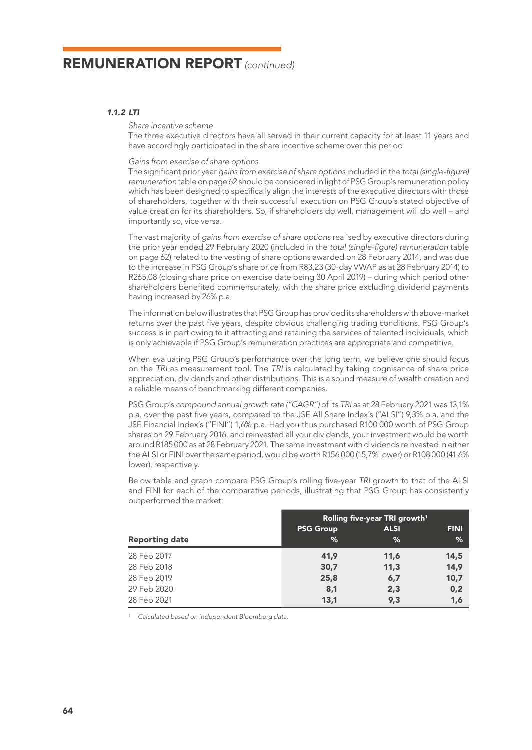# REMUNERATION REPORT *(continued)*

### *1.1.2 LTI*

*Share incentive scheme*

The three executive directors have all served in their current capacity for at least 11 years and have accordingly participated in the share incentive scheme over this period.

*Gains from exercise of share options*

The significant prior year *gains from exercise of share options* included in the *total (single-figure) remuneration* table on page 62 should be considered in light of PSG Group's remuneration policy which has been designed to specifically align the interests of the executive directors with those of shareholders, together with their successful execution on PSG Group's stated objective of value creation for its shareholders. So, if shareholders do well, management will do well – and importantly so, vice versa.

The vast majority of *gains from exercise of share options* realised by executive directors during the prior year ended 29 February 2020 (included in the *total (single-figure) remuneration* table on page 62) related to the vesting of share options awarded on 28 February 2014, and was due to the increase in PSG Group's share price from R83,23 (30-day VWAP as at 28 February 2014) to R265,08 (closing share price on exercise date being 30 April 2019) – during which period other shareholders benefited commensurately, with the share price excluding dividend payments having increased by 26% p.a.

The information below illustrates that PSG Group has provided its shareholders with above-market returns over the past five years, despite obvious challenging trading conditions. PSG Group's success is in part owing to it attracting and retaining the services of talented individuals, which is only achievable if PSG Group's remuneration practices are appropriate and competitive.

When evaluating PSG Group's performance over the long term, we believe one should focus on the *TRI* as measurement tool. The *TRI* is calculated by taking cognisance of share price appreciation, dividends and other distributions. This is a sound measure of wealth creation and a reliable means of benchmarking different companies.

PSG Group's *compound annual growth rate ("CAGR")* of its *TRI* as at 28 February 2021 was 13,1% p.a. over the past five years, compared to the JSE All Share Index's ("ALSI") 9,3% p.a. and the JSE Financial Index's ("FINI") 1,6% p.a. Had you thus purchased R100 000 worth of PSG Group shares on 29 February 2016, and reinvested all your dividends, your investment would be worth around R185 000 as at 28 February 2021. The same investment with dividends reinvested in either the ALSI or FINI over the same period, would be worth R156 000 (15,7% lower) or R108 000 (41,6% lower), respectively.

Below table and graph compare PSG Group's rolling five-year *TRI* growth to that of the ALSI and FINI for each of the comparative periods, illustrating that PSG Group has consistently outperformed the market:

| | Rolling five-year TRI growth[1] | | |
|---|---|---|---|
| **Reporting date** | **PSG Group %** | **ALSI %** | **FINI %** |
| 28 Feb 2017 | 41,9 | 11,6 | 14,5 |
| 28 Feb 2018 | 30,7 | 11,3 | 14,9 |
| 28 Feb 2019 | 25,8 | 6,7 | 10,7 |
| 29 Feb 2020 | 8,1 | 2,3 | 0,2 |
| 28 Feb 2021 | 13,1 | 9,3 | 1,6 |

[1] *Calculated based on independent Bloomberg data.*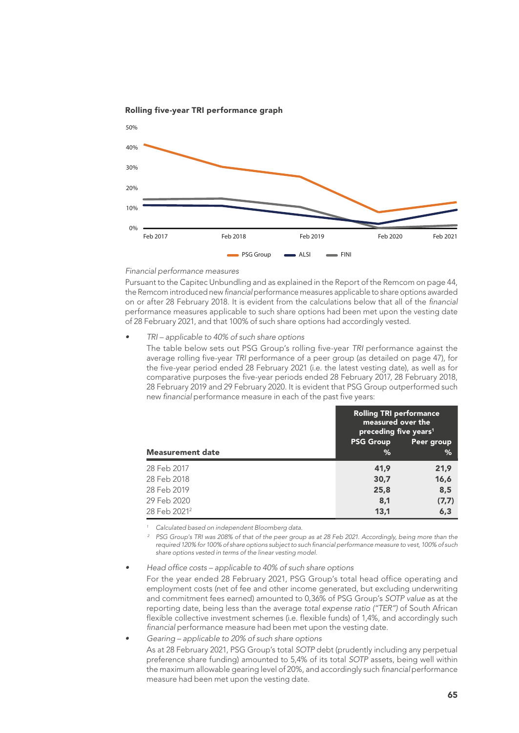**Rolling five-year TRI performance graph**

*Financial performance measures*

Pursuant to the Capitec Unbundling and as explained in the Report of the Remcom on page 44, the Remcom introduced new *financial* performance measures applicable to share options awarded on or after 28 February 2018. It is evident from the calculations below that all of the *financial* performance measures applicable to such share options had been met upon the vesting date of 28 February 2021, and that 100% of such share options had accordingly vested.

- *TRI – applicable to 40% of such share options*

  The table below sets out PSG Group's rolling five-year *TRI* performance against the average rolling five-year *TRI* performance of a peer group (as detailed on page 47), for the five-year period ended 28 February 2021 (i.e. the latest vesting date), as well as for comparative purposes the five-year periods ended 28 February 2017, 28 February 2018, 28 February 2019 and 29 February 2020. It is evident that PSG Group outperformed such new *financial* performance measure in each of the past five years:

| Measurement date | Rolling TRI performance measured over the preceding five years[1] PSG Group % | Peer group % |
|---|---|---|
| 28 Feb 2017 | **41,9** | **21,9** |
| 28 Feb 2018 | **30,7** | **16,6** |
| 28 Feb 2019 | **25,8** | **8,5** |
| 29 Feb 2020 | **8,1** | **(7,7)** |
| 28 Feb 2021[2] | **13,1** | **6,3** |

[1] *Calculated based on independent Bloomberg data.*

[2] *PSG Group's TRI was 208% of that of the peer group as at 28 Feb 2021. Accordingly, being more than the required 120% for 100% of share options subject to such financial performance measure to vest, 100% of such share options vested in terms of the linear vesting model.*

- *Head office costs – applicable to 40% of such share options*

  For the year ended 28 February 2021, PSG Group's total head office operating and employment costs (net of fee and other income generated, but excluding underwriting and commitment fees earned) amounted to 0,36% of PSG Group's *SOTP value* as at the reporting date, being less than the average *total expense ratio ("TER")* of South African flexible collective investment schemes (i.e. flexible funds) of 1,4%, and accordingly such *financial* performance measure had been met upon the vesting date.

- *Gearing – applicable to 20% of such share options*

  As at 28 February 2021, PSG Group's total *SOTP* debt (prudently including any perpetual preference share funding) amounted to 5,4% of its total *SOTP* assets, being well within the maximum allowable gearing level of 20%, and accordingly such *financial* performance measure had been met upon the vesting date.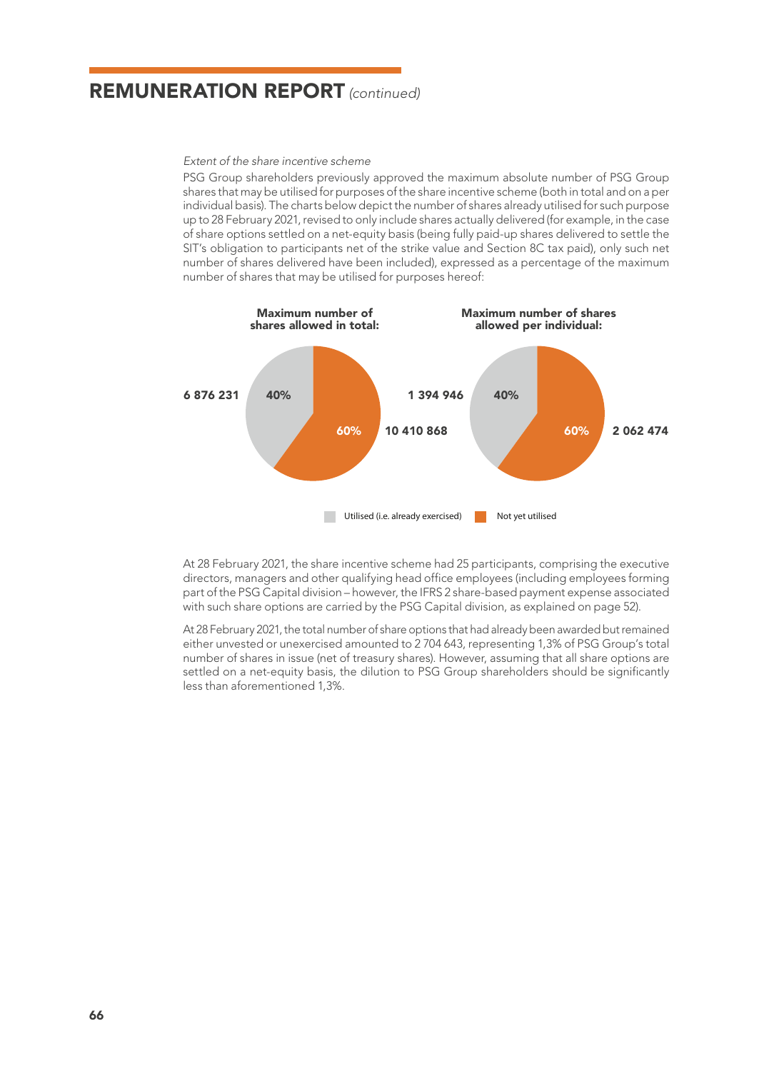# REMUNERATION REPORT *(continued)*

*Extent of the share incentive scheme*

PSG Group shareholders previously approved the maximum absolute number of PSG Group shares that may be utilised for purposes of the share incentive scheme (both in total and on a per individual basis). The charts below depict the number of shares already utilised for such purpose up to 28 February 2021, revised to only include shares actually delivered (for example, in the case of share options settled on a net-equity basis (being fully paid-up shares delivered to settle the SIT's obligation to participants net of the strike value and Section 8C tax paid), only such net number of shares delivered have been included), expressed as a percentage of the maximum number of shares that may be utilised for purposes hereof:

**Maximum number of shares allowed in total:**

| | Number of shares | % |
|---|---|---|
| Utilised (i.e. already exercised) | 6 876 231 | 40% |
| Not yet utilised | 10 410 868 | 60% |

**Maximum number of shares allowed per individual:**

| | Number of shares | % |
|---|---|---|
| Utilised (i.e. already exercised) | 1 394 946 | 40% |
| Not yet utilised | 2 062 474 | 60% |

At 28 February 2021, the share incentive scheme had 25 participants, comprising the executive directors, managers and other qualifying head office employees (including employees forming part of the PSG Capital division – however, the IFRS 2 share-based payment expense associated with such share options are carried by the PSG Capital division, as explained on page 52).

At 28 February 2021, the total number of share options that had already been awarded but remained either unvested or unexercised amounted to 2 704 643, representing 1,3% of PSG Group's total number of shares in issue (net of treasury shares). However, assuming that all share options are settled on a net-equity basis, the dilution to PSG Group shareholders should be significantly less than aforementioned 1,3%.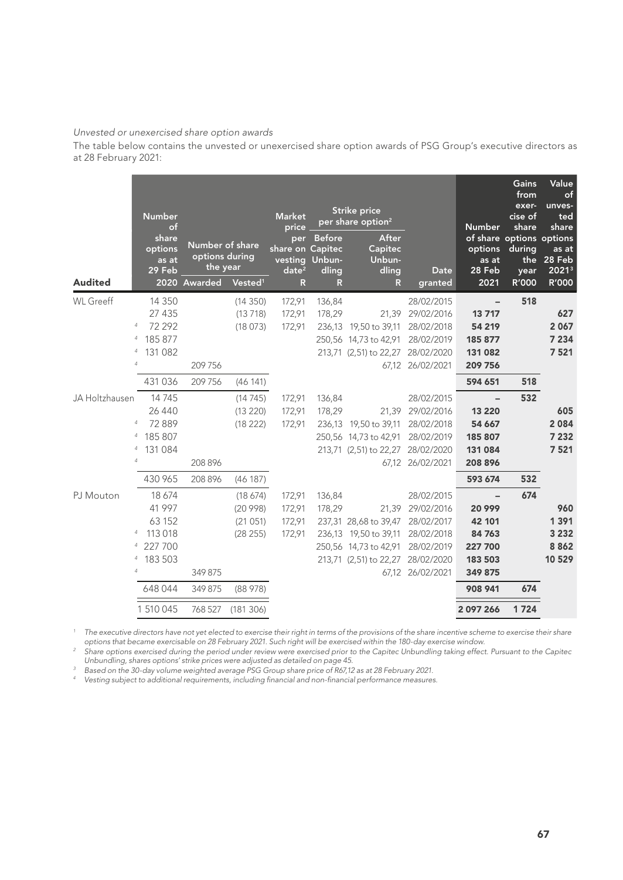*Unvested or unexercised share option awards*

The table below contains the unvested or unexercised share option awards of PSG Group's executive directors as at 28 February 2021:

| Audited | | Number of share options as at 29 Feb 2020 | Number of share options during the year | | Market price per share on vesting date[2] R | Strike price per share option[2] | | Date granted | Number of share options as at 28 Feb 2021 | Gains from exercise of share options during the year R'000 | Value of unvested share options as at 28 Feb 2021[3] R'000 |
|---|---|---|---|---|---|---|---|---|---|---|---|
| | | | Awarded | Vested[1] | | Before Capitec Unbundling R | After Capitec Unbundling R | | | | |
| WL Greeff | | 14 350 | | (14 350) | 172,91 | 136,84 | | 28/02/2015 | – | 518 | |
| | | 27 435 | | (13 718) | 172,91 | 178,29 | 21,39 | 29/02/2016 | 13 717 | | 627 |
| | [4] | 72 292 | | (18 073) | 172,91 | 236,13 | 19,50 to 39,11 | 28/02/2018 | 54 219 | | 2 067 |
| | [4] | 185 877 | | | | 250,56 | 14,73 to 42,91 | 28/02/2019 | 185 877 | | 7 234 |
| | [4] | 131 082 | | | | 213,71 | (2,51) to 22,27 | 28/02/2020 | 131 082 | | 7 521 |
| | [4] | | 209 756 | | | | 67,12 | 26/02/2021 | 209 756 | | |
| | | 431 036 | 209 756 | (46 141) | | | | | 594 651 | 518 | |
| JA Holtzhausen | | 14 745 | | (14 745) | 172,91 | 136,84 | | 28/02/2015 | – | 532 | |
| | | 26 440 | | (13 220) | 172,91 | 178,29 | 21,39 | 29/02/2016 | 13 220 | | 605 |
| | [4] | 72 889 | | (18 222) | 172,91 | 236,13 | 19,50 to 39,11 | 28/02/2018 | 54 667 | | 2 084 |
| | [4] | 185 807 | | | | 250,56 | 14,73 to 42,91 | 28/02/2019 | 185 807 | | 7 232 |
| | [4] | 131 084 | | | | 213,71 | (2,51) to 22,27 | 28/02/2020 | 131 084 | | 7 521 |
| | [4] | | 208 896 | | | | 67,12 | 26/02/2021 | 208 896 | | |
| | | 430 965 | 208 896 | (46 187) | | | | | 593 674 | 532 | |
| PJ Mouton | | 18 674 | | (18 674) | 172,91 | 136,84 | | 28/02/2015 | – | 674 | |
| | | 41 997 | | (20 998) | 172,91 | 178,29 | 21,39 | 29/02/2016 | 20 999 | | 960 |
| | | 63 152 | | (21 051) | 172,91 | 237,31 | 28,68 to 39,47 | 28/02/2017 | 42 101 | | 1 391 |
| | [4] | 113 018 | | (28 255) | 172,91 | 236,13 | 19,50 to 39,11 | 28/02/2018 | 84 763 | | 3 232 |
| | [4] | 227 700 | | | | 250,56 | 14,73 to 42,91 | 28/02/2019 | 227 700 | | 8 862 |
| | [4] | 183 503 | | | | 213,71 | (2,51) to 22,27 | 28/02/2020 | 183 503 | | 10 529 |
| | [4] | | 349 875 | | | | 67,12 | 26/02/2021 | 349 875 | | |
| | | 648 044 | 349 875 | (88 978) | | | | | 908 941 | 674 | |
| | | 1 510 045 | 768 527 | (181 306) | | | | | 2 097 266 | 1 724 | |

[1] *The executive directors have not yet elected to exercise their right in terms of the provisions of the share incentive scheme to exercise their share options that became exercisable on 28 February 2021. Such right will be exercised within the 180-day exercise window.*

[2] *Share options exercised during the period under review were exercised prior to the Capitec Unbundling taking effect. Pursuant to the Capitec Unbundling, shares options' strike prices were adjusted as detailed on page 45.*

[3] *Based on the 30-day volume weighted average PSG Group share price of R67,12 as at 28 February 2021.*

[4] *Vesting subject to additional requirements, including financial and non-financial performance measures.*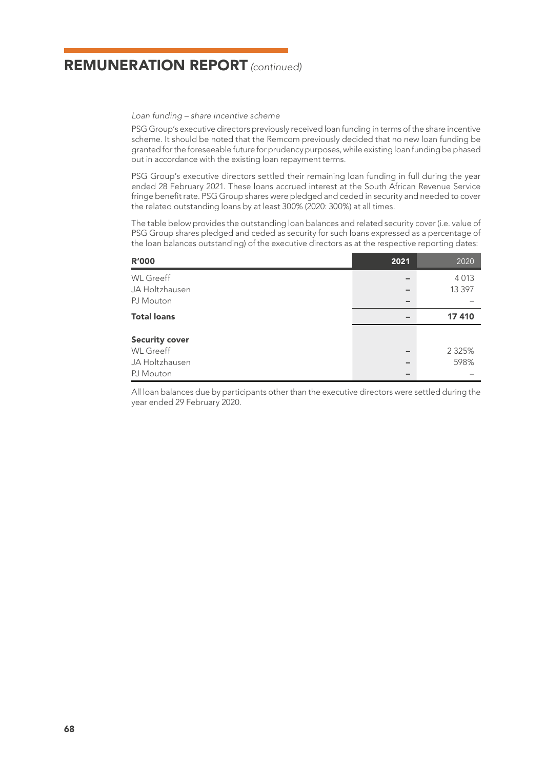# REMUNERATION REPORT *(continued)*

*Loan funding – share incentive scheme*

PSG Group's executive directors previously received loan funding in terms of the share incentive scheme. It should be noted that the Remcom previously decided that no new loan funding be granted for the foreseeable future for prudency purposes, while existing loan funding be phased out in accordance with the existing loan repayment terms.

PSG Group's executive directors settled their remaining loan funding in full during the year ended 28 February 2021. These loans accrued interest at the South African Revenue Service fringe benefit rate. PSG Group shares were pledged and ceded in security and needed to cover the related outstanding loans by at least 300% (2020: 300%) at all times.

The table below provides the outstanding loan balances and related security cover (i.e. value of PSG Group shares pledged and ceded as security for such loans expressed as a percentage of the loan balances outstanding) of the executive directors as at the respective reporting dates:

| R'000 | 2021 | 2020 |
|---|---|---|
| WL Greeff | – | 4 013 |
| JA Holtzhausen | – | 13 397 |
| PJ Mouton | – | – |
| **Total loans** | – | **17 410** |
| | | |
| **Security cover** | | |
| WL Greeff | – | 2 325% |
| JA Holtzhausen | – | 598% |
| PJ Mouton | – | – |

All loan balances due by participants other than the executive directors were settled during the year ended 29 February 2020.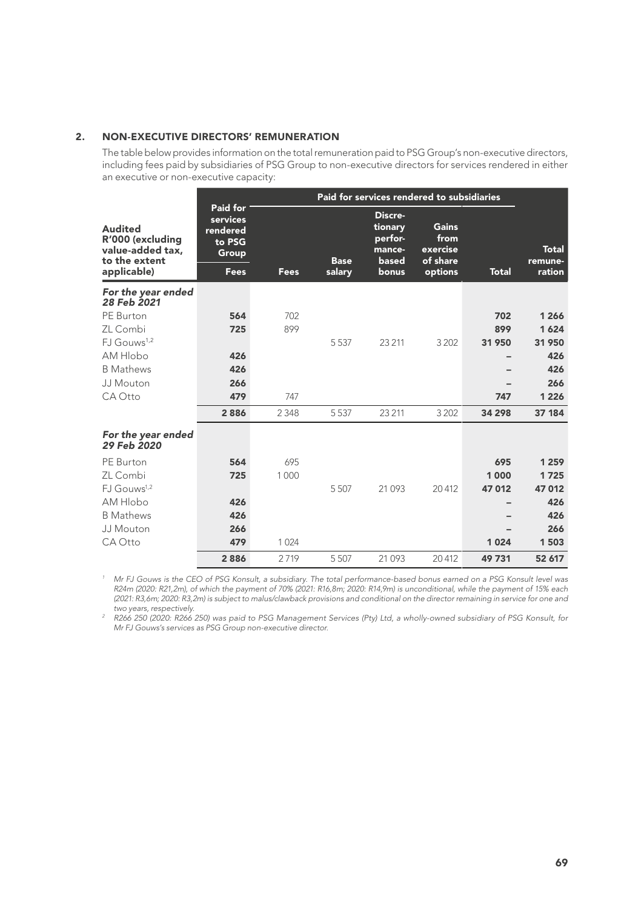## 2. NON-EXECUTIVE DIRECTORS' REMUNERATION

The table below provides information on the total remuneration paid to PSG Group's non-executive directors, including fees paid by subsidiaries of PSG Group to non-executive directors for services rendered in either an executive or non-executive capacity:

| Audited R'000 (excluding value-added tax, to the extent applicable) | Paid for services rendered to PSG Group | Paid for services rendered to subsidiaries | | | | | Total remuneration |
|---|---|---|---|---|---|---|---|
| | Fees | Fees | Base salary | Discretionary performance-based bonus | Gains from exercise of share options | Total | |
| ***For the year ended 28 Feb 2021*** | | | | | | | |
| PE Burton | **564** | 702 | | | | **702** | **1 266** |
| ZL Combi | **725** | 899 | | | | **899** | **1 624** |
| FJ Gouws[1,2] | | | 5 537 | 23 211 | 3 202 | **31 950** | **31 950** |
| AM Hlobo | **426** | | | | | **–** | **426** |
| B Mathews | **426** | | | | | **–** | **426** |
| JJ Mouton | **266** | | | | | **–** | **266** |
| CA Otto | **479** | 747 | | | | **747** | **1 226** |
| | **2 886** | 2 348 | 5 537 | 23 211 | 3 202 | **34 298** | **37 184** |
| ***For the year ended 29 Feb 2020*** | | | | | | | |
| PE Burton | **564** | 695 | | | | **695** | **1 259** |
| ZL Combi | **725** | 1 000 | | | | **1 000** | **1 725** |
| FJ Gouws[1,2] | | | 5 507 | 21 093 | 20 412 | **47 012** | **47 012** |
| AM Hlobo | **426** | | | | | **–** | **426** |
| B Mathews | **426** | | | | | **–** | **426** |
| JJ Mouton | **266** | | | | | **–** | **266** |
| CA Otto | **479** | 1 024 | | | | **1 024** | **1 503** |
| | **2 886** | 2 719 | 5 507 | 21 093 | 20 412 | **49 731** | **52 617** |

[1] *Mr FJ Gouws is the CEO of PSG Konsult, a subsidiary. The total performance-based bonus earned on a PSG Konsult level was R24m (2020: R21,2m), of which the payment of 70% (2021: R16,8m; 2020: R14,9m) is unconditional, while the payment of 15% each (2021: R3,6m; 2020: R3,2m) is subject to malus/clawback provisions and conditional on the director remaining in service for one and two years, respectively.*

[2] *R266 250 (2020: R266 250) was paid to PSG Management Services (Pty) Ltd, a wholly-owned subsidiary of PSG Konsult, for Mr FJ Gouws's services as PSG Group non-executive director.*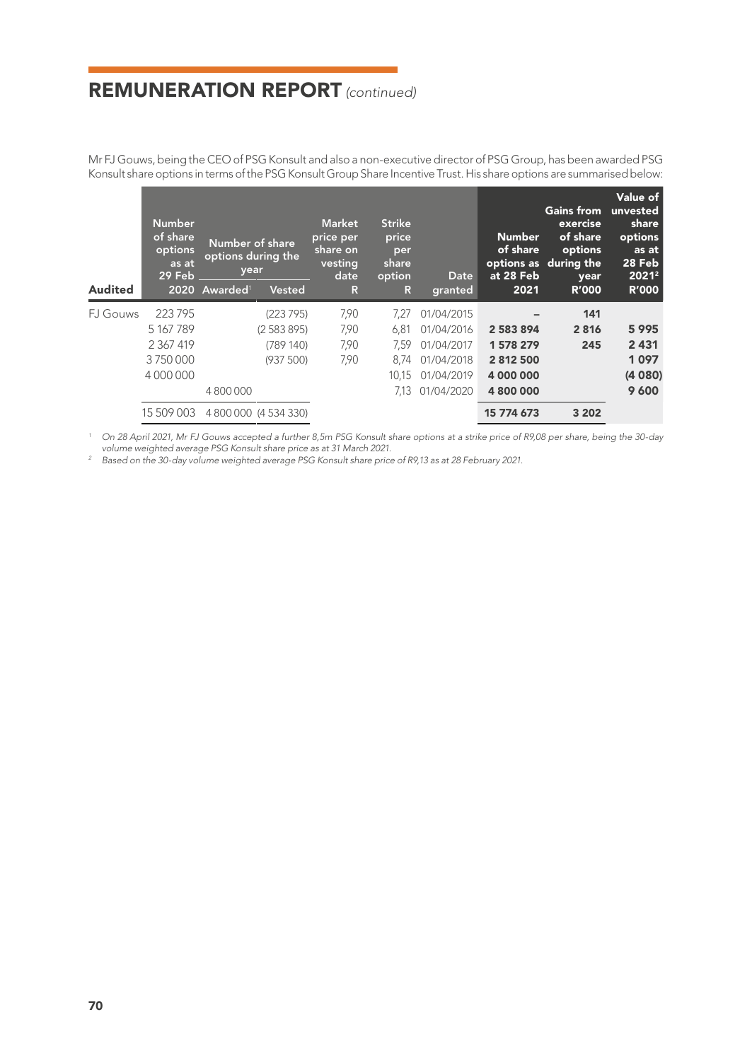## REMUNERATION REPORT *(continued)*

Mr FJ Gouws, being the CEO of PSG Konsult and also a non-executive director of PSG Group, has been awarded PSG Konsult share options in terms of the PSG Konsult Group Share Incentive Trust. His share options are summarised below:

| Audited | Number of share options as at 29 Feb 2020 | Number of share options during the year | | Market price per share on vesting date R | Strike price per share option R | Date granted | Number of share options as at 28 Feb 2021 | Gains from exercise of share options during the year R'000 | Value of unvested share options as at 28 Feb 2021[2] R'000 |
|---|---|---|---|---|---|---|---|---|---|
| | | Awarded[1] | Vested | | | | | | |
| FJ Gouws | 223 795 | | (223 795) | 7,90 | 7,27 | 01/04/2015 | – | 141 | |
| | 5 167 789 | | (2 583 895) | 7,90 | 6,81 | 01/04/2016 | 2 583 894 | 2 816 | 5 995 |
| | 2 367 419 | | (789 140) | 7,90 | 7,59 | 01/04/2017 | 1 578 279 | 245 | 2 431 |
| | 3 750 000 | | (937 500) | 7,90 | 8,74 | 01/04/2018 | 2 812 500 | | 1 097 |
| | 4 000 000 | | | | 10,15 | 01/04/2019 | 4 000 000 | | (4 080) |
| | | 4 800 000 | | | 7,13 | 01/04/2020 | 4 800 000 | | 9 600 |
| | 15 509 003 | 4 800 000 | (4 534 330) | | | | 15 774 673 | 3 202 | |

[1] On 28 April 2021, Mr FJ Gouws accepted a further 8,5m PSG Konsult share options at a strike price of R9,08 per share, being the 30-day volume weighted average PSG Konsult share price as at 31 March 2021.

[2] Based on the 30-day volume weighted average PSG Konsult share price of R9,13 as at 28 February 2021.